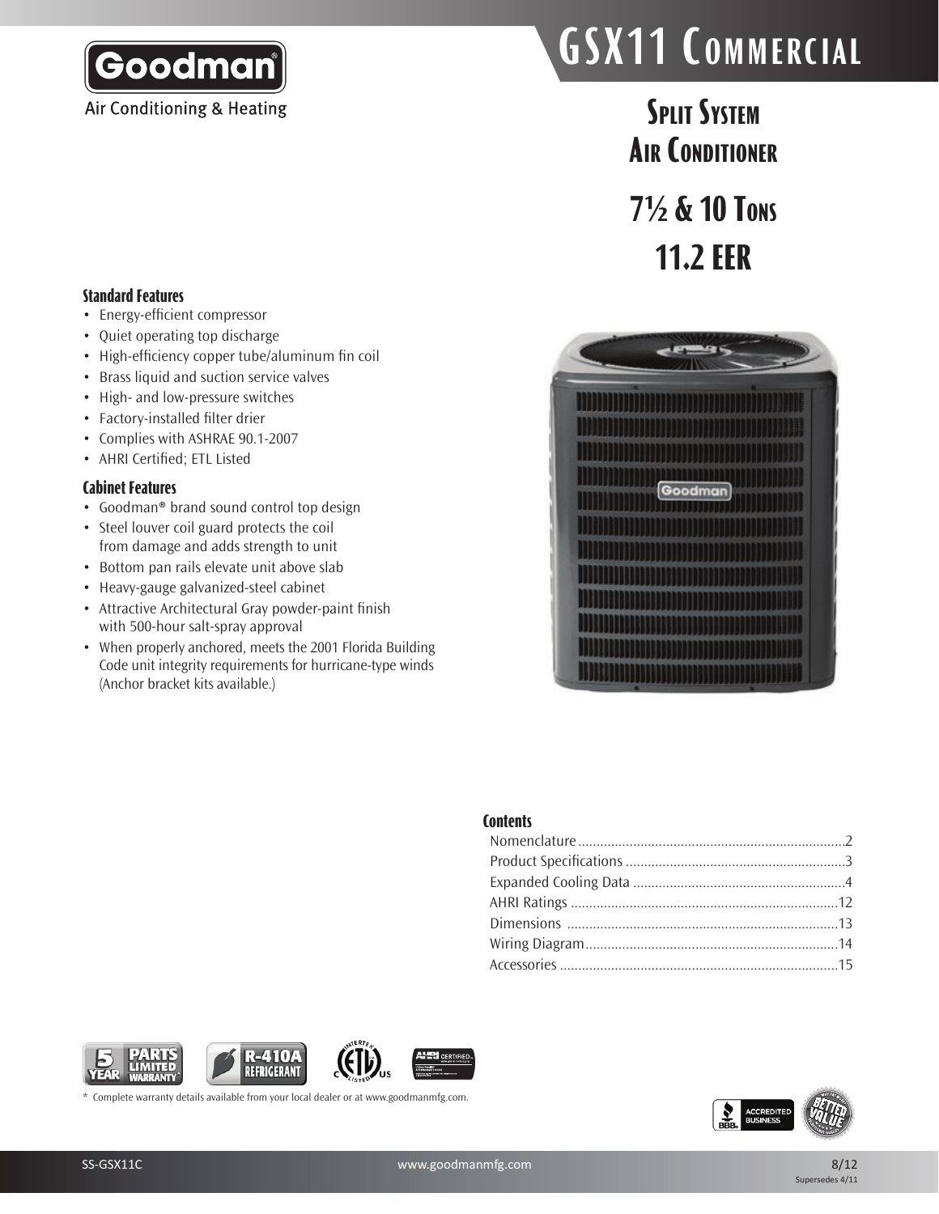Goodman

Air Conditioning & Heating

# GSX11 Commercial

## Split System Air Conditioner

## 7½ & 10 Tons

## 11.2 EER

### Standard Features

- Energy-efficient compressor
- Quiet operating top discharge
- High-efficiency copper tube/aluminum fin coil
- Brass liquid and suction service valves
- High- and low-pressure switches
- Factory-installed filter drier
- Complies with ASHRAE 90.1-2007
- AHRI Certified; ETL Listed

### Cabinet Features

- Goodman® brand sound control top design
- Steel louver coil guard protects the coil from damage and adds strength to unit
- Bottom pan rails elevate unit above slab
- Heavy-gauge galvanized-steel cabinet
- Attractive Architectural Gray powder-paint finish with 500-hour salt-spray approval
- When properly anchored, meets the 2001 Florida Building Code unit integrity requirements for hurricane-type winds (Anchor bracket kits available.)

### Contents

| | |
|---|---|
| Nomenclature | 2 |
| Product Specifications | 3 |
| Expanded Cooling Data | 4 |
| AHRI Ratings | 12 |
| Dimensions | 13 |
| Wiring Diagram | 14 |
| Accessories | 15 |

5 YEAR PARTS LIMITED WARRANTY*

R-410A REFRIGERANT

\* Complete warranty details available from your local dealer or at www.goodmanmfg.com.

SS-GSX11C

8/12

Supersedes 4/11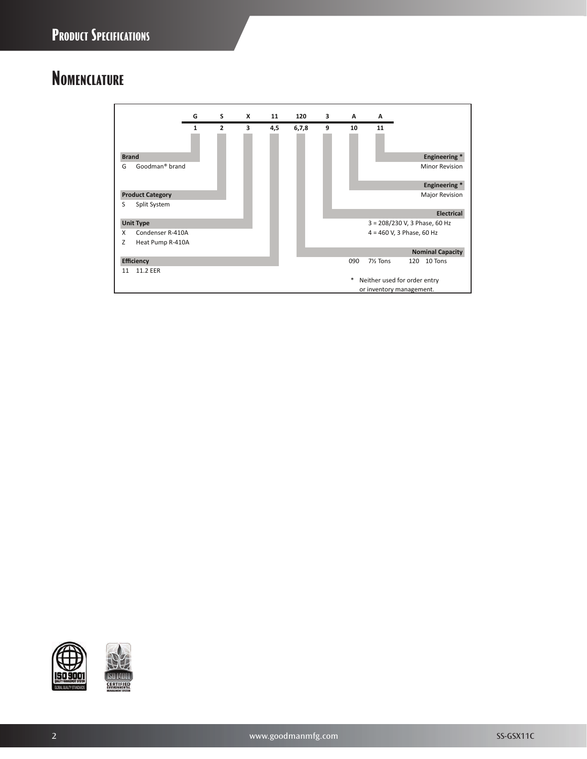## Product Specifications

# Nomenclature

| G | S | X | 11 | 120 | 3 | A | A |
|---|---|---|---|---|---|---|---|
| 1 | 2 | 3 | 4,5 | 6,7,8 | 9 | 10 | 11 |

**Brand**
G Goodman® brand

**Product Category**
S Split System

**Unit Type**
X Condenser R-410A
Z Heat Pump R-410A

**Efficiency**
11 11.2 EER

**Engineering ***
Minor Revision

**Engineering ***
Major Revision

**Electrical**
3 = 208/230 V, 3 Phase, 60 Hz
4 = 460 V, 3 Phase, 60 Hz

**Nominal Capacity**
090 7½ Tons 120 10 Tons

* Neither used for order entry or inventory management.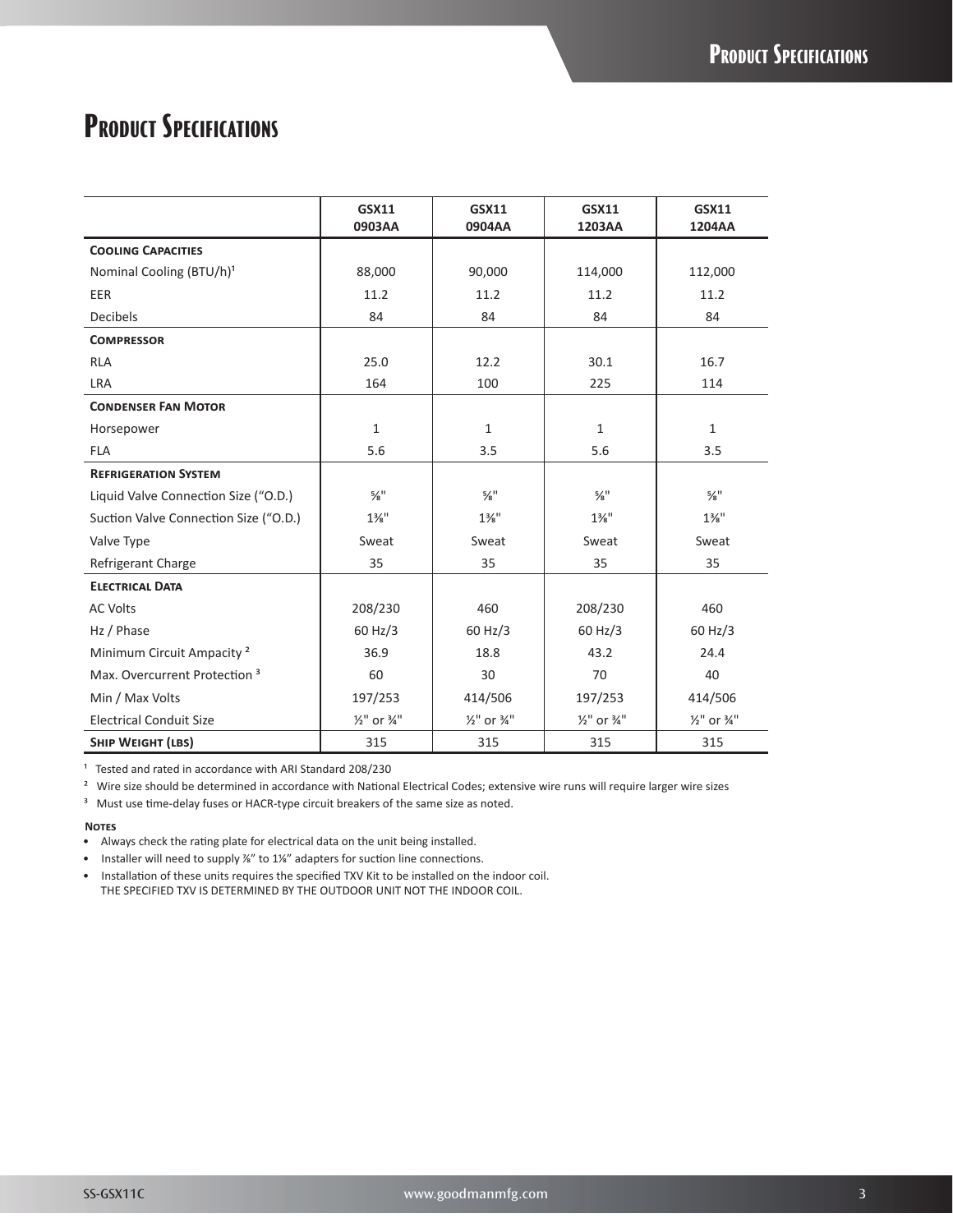# Product Specifications

| | GSX11 0903AA | GSX11 0904AA | GSX11 1203AA | GSX11 1204AA |
|---|---|---|---|---|
| **Cooling Capacities** | | | | |
| Nominal Cooling (BTU/h)[1] | 88,000 | 90,000 | 114,000 | 112,000 |
| EER | 11.2 | 11.2 | 11.2 | 11.2 |
| Decibels | 84 | 84 | 84 | 84 |
| **Compressor** | | | | |
| RLA | 25.0 | 12.2 | 30.1 | 16.7 |
| LRA | 164 | 100 | 225 | 114 |
| **Condenser Fan Motor** | | | | |
| Horsepower | 1 | 1 | 1 | 1 |
| FLA | 5.6 | 3.5 | 5.6 | 3.5 |
| **Refrigeration System** | | | | |
| Liquid Valve Connection Size (“O.D.) | ⅝" | ⅝" | ⅝" | ⅝" |
| Suction Valve Connection Size (“O.D.) | 1⅜" | 1⅜" | 1⅜" | 1⅜" |
| Valve Type | Sweat | Sweat | Sweat | Sweat |
| Refrigerant Charge | 35 | 35 | 35 | 35 |
| **Electrical Data** | | | | |
| AC Volts | 208/230 | 460 | 208/230 | 460 |
| Hz / Phase | 60 Hz/3 | 60 Hz/3 | 60 Hz/3 | 60 Hz/3 |
| Minimum Circuit Ampacity [2] | 36.9 | 18.8 | 43.2 | 24.4 |
| Max. Overcurrent Protection [3] | 60 | 30 | 70 | 40 |
| Min / Max Volts | 197/253 | 414/506 | 197/253 | 414/506 |
| Electrical Conduit Size | ½" or ¾" | ½" or ¾" | ½" or ¾" | ½" or ¾" |
| **Ship Weight (lbs)** | 315 | 315 | 315 | 315 |

[1] Tested and rated in accordance with ARI Standard 208/230

[2] Wire size should be determined in accordance with National Electrical Codes; extensive wire runs will require larger wire sizes

[3] Must use time-delay fuses or HACR-type circuit breakers of the same size as noted.

**Notes**

- Always check the rating plate for electrical data on the unit being installed.
- Installer will need to supply ⅞” to 1⅛” adapters for suction line connections.
- Installation of these units requires the specified TXV Kit to be installed on the indoor coil. THE SPECIFIED TXV IS DETERMINED BY THE OUTDOOR UNIT NOT THE INDOOR COIL.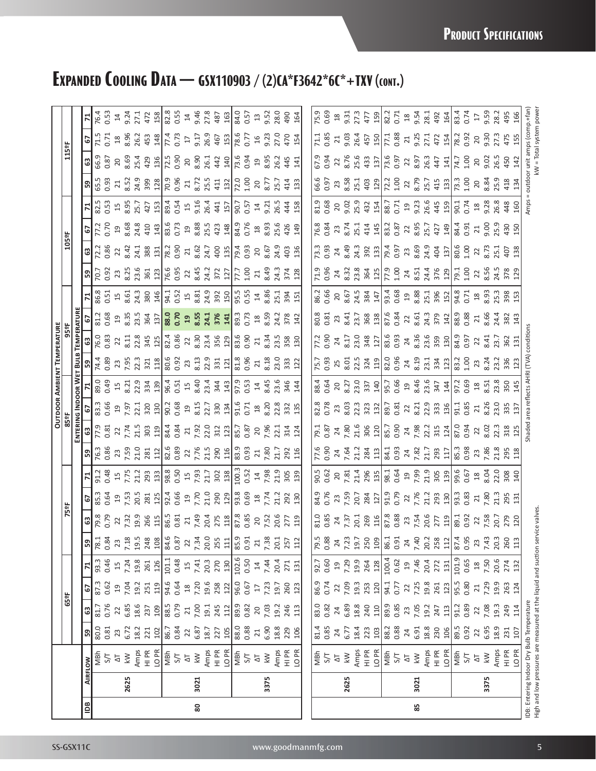# Expanded Cooling Data — GSX110903 / (2)CA*F3642*6C*+TXV (cont.)

| IDB | Airflow | | Outdoor Ambient Temperature: 65ºF | | | | 75ºF | | | | 85ºF | | | | 95ºF | | | | 105ºF | | | | 115ºF | | | |
|---|---|---|---|---|---|---|---|---|---|---|---|---|---|---|---|---|---|---|---|---|---|---|---|---|---|---|
| | | | Entering Indoor Wet Bulb Temperature | | | | | | | | | | | | | | | | | | | | | | | |
| | | | 59 | 63 | 67 | 71 | 59 | 63 | 67 | 71 | 59 | 63 | 67 | 71 | 59 | 63 | 67 | 71 | 59 | 63 | 67 | 71 | 59 | 63 | 67 | 71 |
| 80 | 2625 | MBh | 80.0 | 81.7 | 87.3 | 93.3 | 78.1 | 79.8 | 85.3 | 91.2 | 76.3 | 77.9 | 83.3 | 89.0 | 74.4 | 76.0 | 81.2 | 86.8 | 70.7 | 72.2 | 77.2 | 82.5 | 65.5 | 66.9 | 71.5 | 76.4 |
| | | S/T | 0.81 | 0.76 | 0.62 | 0.46 | 0.84 | 0.79 | 0.64 | 0.48 | 0.86 | 0.81 | 0.66 | 0.49 | 0.89 | 0.83 | 0.68 | 0.51 | 0.92 | 0.86 | 0.70 | 0.53 | 0.93 | 0.87 | 0.71 | 0.53 |
| | | ΔT | 23 | 22 | 19 | 15 | 23 | 22 | 19 | 15 | 23 | 22 | 19 | 15 | 23 | 22 | 19 | 15 | 23 | 22 | 19 | 15 | 21 | 20 | 18 | 14 |
| | | kW | 6.72 | 6.85 | 7.04 | 7.24 | 7.18 | 7.32 | 7.53 | 7.75 | 7.59 | 7.74 | 7.97 | 8.21 | 7.95 | 8.11 | 8.35 | 8.61 | 8.25 | 8.42 | 8.68 | 8.95 | 8.52 | 8.69 | 8.96 | 9.24 |
| | | Amps | 18.2 | 18.6 | 19.2 | 19.8 | 19.5 | 19.9 | 20.5 | 21.2 | 21.0 | 21.5 | 22.1 | 22.9 | 22.3 | 22.8 | 23.5 | 24.3 | 23.6 | 24.1 | 24.8 | 25.7 | 24.9 | 25.4 | 26.2 | 27.1 |
| | | HI PR | 221 | 237 | 251 | 261 | 248 | 266 | 281 | 293 | 281 | 303 | 320 | 334 | 321 | 345 | 364 | 380 | 361 | 388 | 410 | 427 | 399 | 429 | 453 | 472 |
| | | LO PR | 102 | 109 | 119 | 126 | 108 | 115 | 125 | 133 | 112 | 119 | 130 | 139 | 118 | 125 | 137 | 146 | 123 | 131 | 143 | 153 | 128 | 136 | 148 | 158 |
| | 3021 | MBh | 86.7 | 88.5 | 94.6 | 101.1 | 84.6 | 86.5 | 92.4 | 98.8 | 82.6 | 84.4 | 90.2 | 96.4 | 80.6 | 82.4 | **88.0** | 94.1 | 76.6 | 78.2 | 83.6 | 89.4 | 70.9 | 72.5 | 77.4 | 82.8 |
| | | S/T | 0.84 | 0.79 | 0.64 | 0.48 | 0.87 | 0.81 | 0.66 | 0.50 | 0.89 | 0.84 | 0.68 | 0.51 | 0.92 | 0.86 | **0.70** | 0.52 | 0.95 | 0.90 | 0.73 | 0.54 | 0.96 | 0.90 | 0.73 | 0.55 |
| | | ΔT | 22 | 21 | 18 | 15 | 22 | 21 | 19 | 15 | 22 | 21 | 19 | 15 | 23 | 22 | **19** | 15 | 22 | 21 | 19 | 15 | 21 | 20 | 17 | 14 |
| | | kW | 6.87 | 7.00 | 7.20 | 7.41 | 7.34 | 7.49 | 7.70 | 7.93 | 7.76 | 7.92 | 8.15 | 8.40 | 8.13 | 8.30 | **8.55** | 8.81 | 8.45 | 8.62 | 8.88 | 9.16 | 8.72 | 8.90 | 9.17 | 9.46 |
| | | Amps | 18.7 | 19.1 | 19.6 | 20.3 | 20.0 | 20.4 | 21.0 | 21.7 | 21.5 | 22.0 | 22.7 | 23.4 | 22.9 | 23.4 | **24.1** | 24.9 | 24.2 | 24.7 | 25.5 | 26.4 | 25.5 | 26.1 | 26.9 | 27.8 |
| | | HI PR | 227 | 245 | 258 | 270 | 255 | 275 | 290 | 302 | 290 | 312 | 330 | 344 | 331 | 356 | **376** | 392 | 372 | 400 | 423 | 441 | 411 | 442 | 467 | 487 |
| | | LO PR | 105 | 112 | 122 | 130 | 111 | 118 | 129 | 138 | 116 | 123 | 134 | 143 | 121 | 129 | **141** | 150 | 127 | 135 | 148 | 157 | 132 | 140 | 153 | 163 |
| | 3375 | MBh | 88.0 | 89.9 | 96.0 | 102.6 | 85.9 | 87.8 | 93.8 | 100.3 | 83.9 | 85.7 | 91.6 | 97.9 | 81.8 | 83.6 | 89.3 | 95.5 | 77.7 | 79.4 | 84.9 | 90.7 | 72.0 | 73.6 | 78.6 | 84.0 |
| | | S/T | 0.88 | 0.82 | 0.67 | 0.50 | 0.91 | 0.85 | 0.69 | 0.52 | 0.93 | 0.87 | 0.71 | 0.53 | 0.96 | 0.90 | 0.73 | 0.55 | 1.00 | 0.93 | 0.76 | 0.57 | 1.00 | 0.94 | 0.77 | 0.57 |
| | | ΔT | 21 | 20 | 17 | 14 | 21 | 20 | 18 | 14 | 21 | 20 | 18 | 14 | 21 | 21 | 18 | 14 | 21 | 20 | 18 | 14 | 20 | 19 | 16 | 13 |
| | | kW | 6.90 | 7.03 | 7.23 | 7.44 | 7.38 | 7.52 | 7.74 | 7.98 | 7.80 | 7.96 | 8.20 | 8.45 | 8.18 | 8.34 | 8.59 | 8.86 | 8.49 | 8.67 | 8.93 | 9.21 | 8.77 | 8.95 | 9.23 | 9.52 |
| | | Amps | 18.8 | 19.2 | 19.7 | 20.4 | 20.1 | 20.6 | 21.2 | 21.9 | 21.7 | 22.1 | 22.8 | 23.6 | 23.0 | 23.5 | 24.2 | 25.1 | 24.3 | 24.9 | 25.6 | 26.5 | 25.7 | 26.2 | 27.0 | 28.0 |
| | | HI PR | 229 | 246 | 260 | 271 | 257 | 277 | 292 | 305 | 292 | 314 | 332 | 346 | 333 | 358 | 378 | 394 | 374 | 403 | 426 | 444 | 414 | 445 | 470 | 490 |
| | | LO PR | 106 | 113 | 123 | 131 | 112 | 119 | 130 | 139 | 116 | 124 | 135 | 144 | 122 | 130 | 142 | 150 | 128 | 136 | 149 | 158 | 133 | 141 | 154 | 164 |
| 85 | 2625 | MBh | 81.4 | 83.0 | 86.9 | 92.7 | 79.5 | 81.0 | 84.9 | 90.5 | 77.6 | 79.1 | 82.8 | 88.4 | 75.7 | 77.2 | 80.8 | 86.2 | 71.9 | 73.3 | 76.8 | 81.9 | 66.6 | 67.9 | 71.1 | 75.9 |
| | | S/T | 0.85 | 0.82 | 0.74 | 0.60 | 0.88 | 0.85 | 0.76 | 0.62 | 0.90 | 0.87 | 0.78 | 0.64 | 0.93 | 0.90 | 0.81 | 0.66 | 0.96 | 0.93 | 0.84 | 0.68 | 0.97 | 0.94 | 0.85 | 0.69 |
| | | ΔT | 24 | 24 | 22 | 19 | 24 | 24 | 23 | 20 | 24 | 24 | 23 | 20 | 25 | 24 | 23 | 20 | 24 | 24 | 23 | 20 | 23 | 22 | 21 | 18 |
| | | kW | 6.77 | 6.89 | 7.09 | 7.29 | 7.23 | 7.37 | 7.59 | 7.81 | 7.64 | 7.80 | 8.03 | 8.27 | 8.01 | 8.17 | 8.41 | 8.67 | 8.32 | 8.49 | 8.74 | 9.02 | 8.58 | 8.76 | 9.03 | 9.31 |
| | | Amps | 18.4 | 18.8 | 19.3 | 19.9 | 19.7 | 20.1 | 20.7 | 21.4 | 21.2 | 21.6 | 22.3 | 23.0 | 22.5 | 23.0 | 23.7 | 24.5 | 23.8 | 24.3 | 25.1 | 25.9 | 25.1 | 25.6 | 26.4 | 27.3 |
| | | HI PR | 223 | 240 | 253 | 264 | 250 | 269 | 284 | 296 | 284 | 306 | 323 | 337 | 324 | 348 | 368 | 384 | 364 | 392 | 414 | 432 | 403 | 433 | 457 | 477 |
| | | LO PR | 103 | 110 | 120 | 128 | 109 | 116 | 127 | 135 | 113 | 120 | 132 | 140 | 119 | 127 | 138 | 147 | 125 | 133 | 145 | 154 | 129 | 137 | 150 | 159 |
| | 3021 | MBh | 88.2 | 89.9 | 94.1 | 100.4 | 86.1 | 87.8 | 91.9 | 98.1 | 84.1 | 85.7 | 89.7 | 95.7 | 82.0 | 83.6 | 87.6 | 93.4 | 77.9 | 79.4 | 83.2 | 88.7 | 72.2 | 73.6 | 77.1 | 82.2 |
| | | S/T | 0.88 | 0.85 | 0.77 | 0.62 | 0.91 | 0.88 | 0.79 | 0.64 | 0.93 | 0.90 | 0.81 | 0.66 | 0.96 | 0.93 | 0.84 | 0.68 | 1.00 | 0.97 | 0.87 | 0.71 | 1.00 | 0.97 | 0.88 | 0.71 |
| | | ΔT | 24 | 23 | 22 | 19 | 24 | 23 | 22 | 19 | 24 | 24 | 22 | 19 | 24 | 24 | 22 | 19 | 24 | 23 | 22 | 19 | 22 | 22 | 21 | 18 |
| | | kW | 6.91 | 7.05 | 7.25 | 7.46 | 7.40 | 7.54 | 7.76 | 7.99 | 7.82 | 7.98 | 8.21 | 8.46 | 8.19 | 8.36 | 8.61 | 8.88 | 8.51 | 8.69 | 8.95 | 9.23 | 8.79 | 8.97 | 9.25 | 9.54 |
| | | Amps | 18.8 | 19.2 | 19.8 | 20.4 | 20.2 | 20.6 | 21.2 | 21.9 | 21.7 | 22.2 | 22.9 | 23.6 | 23.1 | 23.6 | 24.3 | 25.1 | 24.4 | 24.9 | 25.7 | 26.6 | 25.7 | 26.3 | 27.1 | 28.1 |
| | | HI PR | 230 | 247 | 261 | 272 | 258 | 277 | 293 | 305 | 293 | 315 | 333 | 347 | 334 | 359 | 379 | 396 | 376 | 404 | 427 | 445 | 415 | 447 | 472 | 492 |
| | | LO PR | 106 | 113 | 123 | 131 | 112 | 119 | 130 | 139 | 117 | 124 | 136 | 144 | 123 | 130 | 142 | 152 | 129 | 137 | 149 | 159 | 133 | 141 | 154 | 164 |
| | 3375 | MBh | 89.5 | 91.2 | 95.5 | 101.9 | 87.4 | 89.1 | 93.3 | 99.6 | 85.3 | 87.0 | 91.1 | 97.2 | 83.2 | 84.9 | 88.9 | 94.8 | 79.1 | 80.6 | 84.4 | 90.1 | 73.3 | 74.7 | 78.2 | 83.4 |
| | | S/T | 0.92 | 0.89 | 0.80 | 0.65 | 0.95 | 0.92 | 0.83 | 0.67 | 0.98 | 0.94 | 0.85 | 0.69 | 1.00 | 0.97 | 0.88 | 0.71 | 1.00 | 1.00 | 0.91 | 0.74 | 1.00 | 1.00 | 0.92 | 0.74 |
| | | ΔT | 22 | 22 | 21 | 18 | 23 | 22 | 21 | 18 | 23 | 22 | 21 | 18 | 23 | 22 | 21 | 18 | 22 | 22 | 21 | 18 | 20 | 20 | 20 | 17 |
| | | kW | 6.95 | 7.08 | 7.29 | 7.50 | 7.43 | 7.58 | 7.80 | 8.04 | 7.86 | 8.02 | 8.26 | 8.51 | 8.24 | 8.41 | 8.66 | 8.93 | 8.56 | 8.73 | 9.00 | 9.28 | 8.84 | 9.02 | 9.30 | 9.59 |
| | | Amps | 18.9 | 19.3 | 19.9 | 20.6 | 20.3 | 20.7 | 21.3 | 22.0 | 21.8 | 22.3 | 23.0 | 23.8 | 23.2 | 23.7 | 24.4 | 25.3 | 24.5 | 25.1 | 25.9 | 26.8 | 25.9 | 26.5 | 27.3 | 28.2 |
| | | HI PR | 231 | 249 | 263 | 274 | 260 | 279 | 295 | 308 | 295 | 318 | 335 | 350 | 336 | 362 | 382 | 398 | 378 | 407 | 430 | 448 | 418 | 450 | 475 | 495 |
| | | LO PR | 107 | 114 | 124 | 132 | 113 | 120 | 131 | 140 | 118 | 125 | 137 | 145 | 123 | 131 | 143 | 153 | 129 | 138 | 150 | 160 | 134 | 142 | 155 | 166 |

IDB: Entering Indoor Dry Bulb Temperature
High and low pressures are measured at the liquid and suction service valves.

Shaded area reflects AHRI (TVA) conditions

Amps = outdoor unit amps (comp.+fan)
kW = Total system power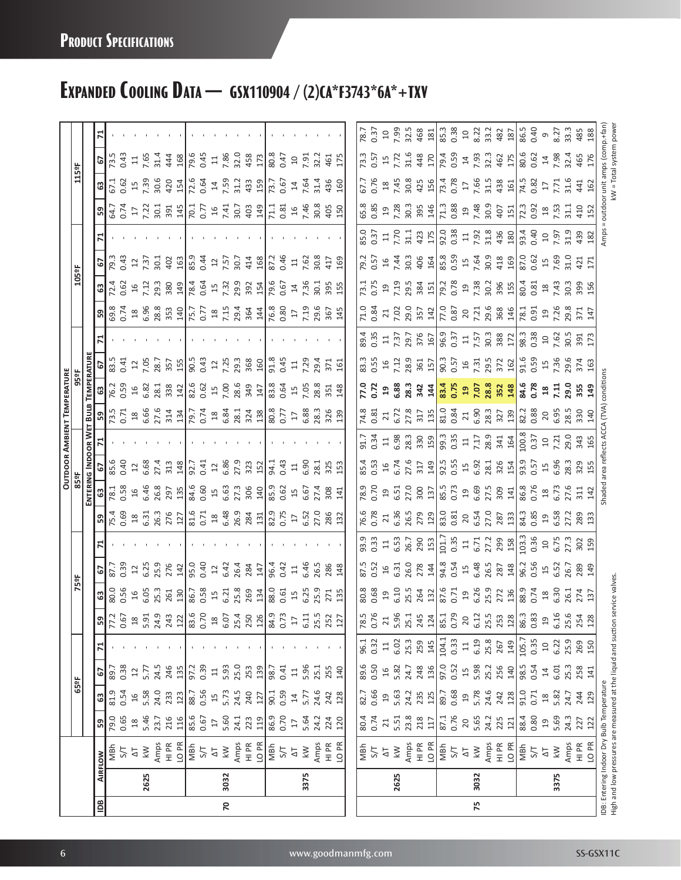# Expanded Cooling Data — GSX110904 / (2)CA*F3743*6A*+TXV

| IDB | Airflow | | 65ºF | | | | 75ºF | | | | 85ºF | | | | 95ºF | | | | 105ºF | | | | 115ºF | | | |
|---|---|---|---|---|---|---|---|---|---|---|---|---|---|---|---|---|---|---|---|---|---|---|---|---|---|---|
| | | | **Entering Indoor Wet Bulb Temperature** | | | | | | | | | | | | | | | | | | | | | | | |
| | | | 59 | 63 | 67 | 71 | 59 | 63 | 67 | 71 | 59 | 63 | 67 | 71 | 59 | 63 | 67 | 71 | 59 | 63 | 67 | 71 | 59 | 63 | 67 | 71 |
| 70 | 2625 | MBh | 79.0 | 81.9 | 89.7 | - | 77.2 | 80.0 | 87.7 | - | 75.4 | 78.1 | 85.6 | - | 73.5 | 76.2 | 83.5 | - | 69.8 | 72.4 | 79.3 | - | 64.7 | 67.1 | 73.5 | - |
| | | S/T | 0.65 | 0.54 | 0.38 | - | 0.67 | 0.56 | 0.39 | - | 0.69 | 0.58 | 0.40 | - | 0.71 | 0.59 | 0.41 | - | 0.74 | 0.62 | 0.43 | - | 0.74 | 0.62 | 0.43 | - |
| | | ΔT | 18 | 16 | 12 | - | 18 | 16 | 12 | - | 18 | 16 | 12 | - | 18 | 16 | 12 | - | 18 | 16 | 12 | - | 17 | 15 | 11 | - |
| | | kW | 5.46 | 5.58 | 5.77 | - | 5.91 | 6.05 | 6.25 | - | 6.31 | 6.46 | 6.68 | - | 6.66 | 6.82 | 7.05 | - | 6.96 | 7.12 | 7.37 | - | 7.22 | 7.39 | 7.65 | - |
| | | Amps | 23.7 | 24.0 | 24.5 | - | 24.9 | 25.3 | 25.9 | - | 26.3 | 26.8 | 27.4 | - | 27.6 | 28.1 | 28.7 | - | 28.8 | 29.3 | 30.1 | - | 30.1 | 30.6 | 31.4 | - |
| | | HI PR | 216 | 233 | 246 | - | 243 | 261 | 276 | - | 276 | 297 | 313 | - | 314 | 338 | 357 | - | 353 | 380 | 402 | - | 391 | 420 | 444 | - |
| | | LO PR | 116 | 123 | 135 | - | 122 | 130 | 142 | - | 127 | 135 | 148 | - | 134 | 142 | 155 | - | 140 | 149 | 163 | - | 145 | 154 | 168 | - |
| | 3032 | MBh | 85.6 | 88.7 | 97.2 | - | 83.6 | 86.7 | 95.0 | - | 81.6 | 84.6 | 92.7 | - | 79.7 | 82.6 | 90.5 | - | 75.7 | 78.4 | 85.9 | - | 70.1 | 72.6 | 79.6 | - |
| | | S/T | 0.67 | 0.56 | 0.39 | - | 0.70 | 0.58 | 0.40 | - | 0.71 | 0.60 | 0.41 | - | 0.74 | 0.62 | 0.43 | - | 0.77 | 0.64 | 0.44 | - | 0.77 | 0.64 | 0.45 | - |
| | | ΔT | 17 | 15 | 11 | - | 18 | 15 | 12 | - | 18 | 15 | 12 | - | 18 | 15 | 12 | - | 18 | 15 | 12 | - | 16 | 14 | 11 | - |
| | | kW | 5.60 | 5.73 | 5.93 | - | 6.07 | 6.21 | 6.42 | - | 6.48 | 6.63 | 6.86 | - | 6.84 | 7.00 | 7.25 | - | 7.15 | 7.32 | 7.57 | - | 7.41 | 7.59 | 7.86 | - |
| | | Amps | 24.1 | 24.5 | 25.0 | - | 25.4 | 25.8 | 26.4 | - | 26.9 | 27.3 | 27.9 | - | 28.1 | 28.6 | 29.3 | - | 29.4 | 29.9 | 30.7 | - | 30.7 | 31.2 | 32.0 | - |
| | | HI PR | 223 | 240 | 253 | - | 250 | 269 | 284 | - | 284 | 306 | 323 | - | 324 | 349 | 368 | - | 364 | 392 | 414 | - | 403 | 433 | 458 | - |
| | | LO PR | 119 | 127 | 139 | - | 126 | 134 | 147 | - | 131 | 140 | 152 | - | 138 | 147 | 160 | - | 144 | 154 | 168 | - | 149 | 159 | 173 | - |
| | 3375 | MBh | 86.9 | 90.1 | 98.7 | - | 84.9 | 88.0 | 96.4 | - | 82.9 | 85.9 | 94.1 | - | 80.8 | 83.8 | 91.8 | - | 76.8 | 79.6 | 87.2 | - | 71.1 | 73.7 | 80.8 | - |
| | | S/T | 0.70 | 0.59 | 0.41 | - | 0.73 | 0.61 | 0.42 | - | 0.75 | 0.62 | 0.43 | - | 0.77 | 0.64 | 0.45 | - | 0.80 | 0.67 | 0.46 | - | 0.81 | 0.67 | 0.47 | - |
| | | ΔT | 17 | 14 | 11 | - | 17 | 15 | 11 | - | 17 | 15 | 11 | - | 17 | 15 | 11 | - | 17 | 14 | 11 | - | 16 | 14 | 10 | - |
| | | kW | 5.64 | 5.77 | 5.96 | - | 6.11 | 6.25 | 6.46 | - | 6.52 | 6.67 | 6.90 | - | 6.88 | 7.05 | 7.29 | - | 7.19 | 7.36 | 7.62 | - | 7.46 | 7.64 | 7.91 | - |
| | | Amps | 24.2 | 24.6 | 25.1 | - | 25.5 | 25.9 | 26.5 | - | 27.0 | 27.4 | 28.1 | - | 28.3 | 28.8 | 29.4 | - | 29.6 | 30.1 | 30.8 | - | 30.8 | 31.4 | 32.2 | - |
| | | HI PR | 224 | 242 | 255 | - | 252 | 271 | 286 | - | 286 | 308 | 325 | - | 326 | 351 | 371 | - | 367 | 395 | 417 | - | 405 | 436 | 461 | - |
| | | LO PR | 120 | 128 | 140 | - | 127 | 135 | 148 | - | 132 | 141 | 153 | - | 139 | 148 | 161 | - | 145 | 155 | 169 | - | 150 | 160 | 175 | - |
| 75 | 2625 | MBh | 80.4 | 82.7 | 89.6 | 96.1 | 78.5 | 80.8 | 87.5 | 93.9 | 76.6 | 78.9 | 85.4 | 91.7 | 74.8 | **77.0** | 83.3 | 89.4 | 71.0 | 73.1 | 79.2 | 85.0 | 65.8 | 67.7 | 73.3 | 78.7 |
| | | S/T | 0.74 | 0.66 | 0.50 | 0.32 | 0.76 | 0.68 | 0.52 | 0.33 | 0.78 | 0.70 | 0.53 | 0.34 | 0.81 | **0.72** | 0.55 | 0.35 | 0.84 | 0.75 | 0.57 | 0.37 | 0.85 | 0.76 | 0.57 | 0.37 |
| | | ΔT | 21 | 19 | 16 | 11 | 21 | 19 | 16 | 11 | 21 | 19 | 16 | 11 | 21 | **19** | 16 | 11 | 21 | 19 | 16 | 11 | 19 | 18 | 15 | 10 |
| | | kW | 5.51 | 5.63 | 5.82 | 6.02 | 5.96 | 6.10 | 6.31 | 6.53 | 6.36 | 6.51 | 6.74 | 6.98 | 6.72 | **6.88** | 7.12 | 7.37 | 7.02 | 7.19 | 7.44 | 7.70 | 7.28 | 7.45 | 7.72 | 7.99 |
| | | Amps | 23.8 | 24.2 | 24.7 | 25.3 | 25.1 | 25.5 | 26.0 | 26.7 | 26.5 | 27.0 | 27.6 | 28.3 | 27.8 | **28.3** | 28.9 | 29.7 | 29.0 | 29.5 | 30.3 | 31.1 | 30.3 | 30.8 | 31.6 | 32.5 |
| | | HI PR | 218 | 235 | 248 | 259 | 245 | 264 | 278 | 290 | 279 | 300 | 317 | 330 | 317 | **342** | 361 | 376 | 357 | 384 | 406 | 423 | 395 | 425 | 448 | 468 |
| | | LO PR | 117 | 125 | 136 | 145 | 124 | 132 | 144 | 153 | 129 | 137 | 149 | 159 | 135 | **144** | 157 | 167 | 142 | 151 | 164 | 175 | 146 | 156 | 170 | 181 |
| | 3032 | MBh | 87.1 | 89.7 | 97.0 | 104.1 | 85.1 | 87.6 | 94.8 | 101.7 | 83.0 | 85.5 | 92.5 | 99.3 | 81.0 | **83.4** | 90.3 | 96.9 | 77.0 | 79.2 | 85.8 | 92.0 | 71.3 | 73.4 | 79.4 | 85.3 |
| | | S/T | 0.76 | 0.68 | 0.52 | 0.33 | 0.79 | 0.71 | 0.54 | 0.35 | 0.81 | 0.73 | 0.55 | 0.35 | 0.84 | **0.75** | 0.57 | 0.37 | 0.87 | 0.78 | 0.59 | 0.38 | 0.88 | 0.78 | 0.59 | 0.38 |
| | | ΔT | 20 | 19 | 15 | 11 | 20 | 19 | 15 | 11 | 20 | 19 | 15 | 11 | 21 | **19** | 16 | 11 | 20 | 19 | 15 | 11 | 19 | 17 | 14 | 10 |
| | | kW | 5.65 | 5.78 | 5.98 | 6.19 | 6.12 | 6.26 | 6.48 | 6.71 | 6.54 | 6.69 | 6.92 | 7.17 | 6.90 | **7.07** | 7.31 | 7.57 | 7.21 | 7.38 | 7.64 | 7.92 | 7.48 | 7.66 | 7.93 | 8.22 |
| | | Amps | 24.2 | 24.6 | 25.2 | 25.8 | 25.5 | 25.9 | 26.5 | 27.2 | 27.0 | 27.5 | 28.1 | 28.9 | 28.3 | **28.8** | 29.5 | 30.3 | 29.6 | 30.2 | 30.9 | 31.8 | 30.9 | 31.5 | 32.3 | 33.2 |
| | | HI PR | 225 | 242 | 256 | 267 | 253 | 272 | 287 | 299 | 287 | 309 | 326 | 341 | 327 | **352** | 372 | 388 | 368 | 396 | 418 | 436 | 407 | 438 | 462 | 482 |
| | | LO PR | 121 | 128 | 140 | 149 | 128 | 136 | 148 | 158 | 133 | 141 | 154 | 164 | 139 | **148** | 162 | 172 | 146 | 155 | 169 | 180 | 151 | 161 | 175 | 187 |
| | 3375 | MBh | 88.4 | 91.0 | 98.5 | 105.7 | 86.3 | 88.9 | 96.2 | 103.3 | 84.3 | 86.8 | 93.9 | 100.8 | 82.2 | **84.6** | 91.6 | 98.3 | 78.1 | 80.4 | 87.0 | 93.4 | 72.3 | 74.5 | 80.6 | 86.5 |
| | | S/T | 0.80 | 0.71 | 0.54 | 0.35 | 0.83 | 0.74 | 0.56 | 0.36 | 0.85 | 0.76 | 0.57 | 0.37 | 0.88 | **0.78** | 0.59 | 0.38 | 0.91 | 0.81 | 0.62 | 0.40 | 0.92 | 0.82 | 0.62 | 0.40 |
| | | ΔT | 19 | 18 | 14 | 10 | 19 | 18 | 15 | 10 | 19 | 18 | 15 | 10 | 20 | **18** | 15 | 10 | 19 | 18 | 15 | 10 | 18 | 17 | 14 | 9 |
| | | kW | 5.69 | 5.82 | 6.01 | 6.22 | 6.16 | 6.30 | 6.52 | 6.75 | 6.58 | 6.73 | 6.96 | 7.21 | 6.95 | **7.11** | 7.36 | 7.62 | 7.26 | 7.43 | 7.69 | 7.97 | 7.53 | 7.71 | 7.98 | 8.27 |
| | | Amps | 24.3 | 24.7 | 25.3 | 25.9 | 25.6 | 26.1 | 26.7 | 27.3 | 27.2 | 27.6 | 28.3 | 29.0 | 28.5 | **29.0** | 29.6 | 30.5 | 29.8 | 30.3 | 31.0 | 31.9 | 31.1 | 31.6 | 32.4 | 33.3 |
| | | HI PR | 227 | 244 | 258 | 269 | 254 | 274 | 289 | 302 | 289 | 311 | 329 | 343 | 330 | **355** | 374 | 391 | 371 | 399 | 421 | 439 | 410 | 441 | 465 | 485 |
| | | LO PR | 122 | 129 | 141 | 150 | 128 | 137 | 149 | 159 | 133 | 142 | 155 | 165 | 140 | **149** | 163 | 173 | 147 | 156 | 171 | 182 | 152 | 162 | 176 | 188 |

IDB: Entering Indoor Dry Bulb Temperature
High and low pressures are measured at the liquid and suction service valves.

Shaded area reflects ACCA (TVA) conditions

Amps = outdoor unit amps (comp.+fan)
kW = Total system power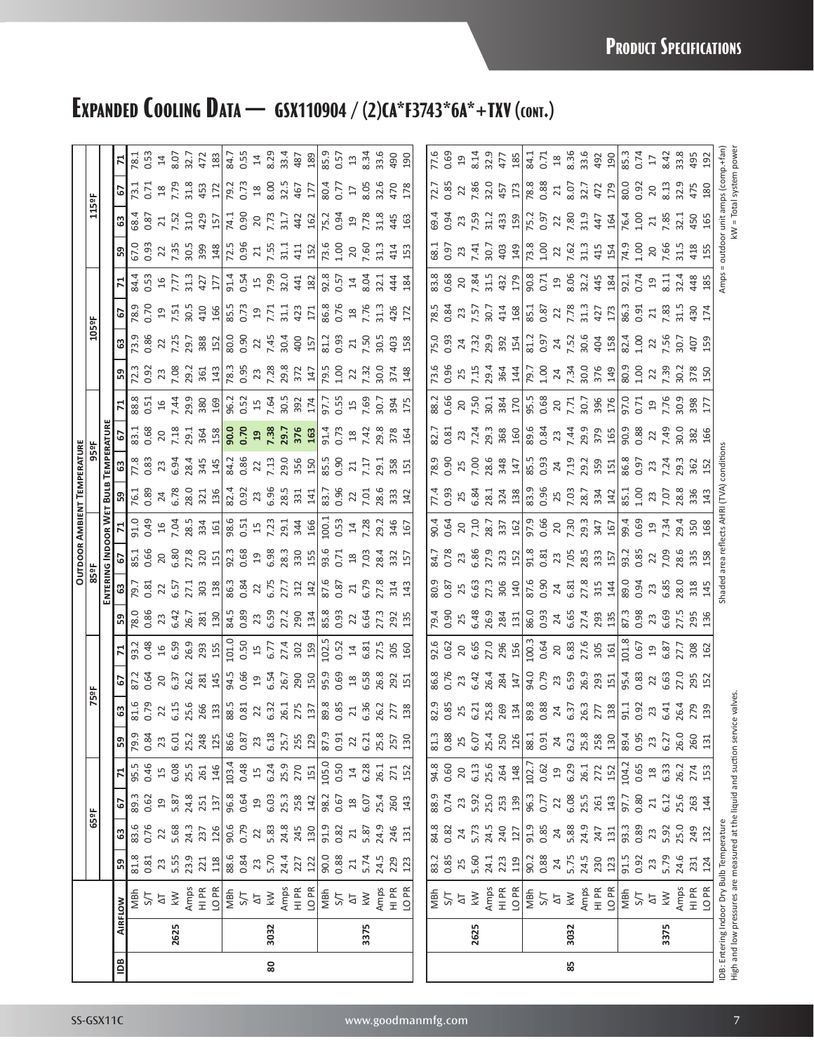# Expanded Cooling Data — GSX110904 / (2)CA*F3743*6A*+TXV (cont.)

| IDB | Airflow | | 65ºF | | | | 75ºF | | | | 85ºF | | | | 95ºF | | | | 105ºF | | | | 115ºF | | | |
|---|---|---|---|---|---|---|---|---|---|---|---|---|---|---|---|---|---|---|---|---|---|---|---|---|---|---|
| | | | **Entering Indoor Wet Bulb Temperature** | | | | | | | | | | | | | | | | | | | | | | | |
| | | | 59 | 63 | 67 | 71 | 59 | 63 | 67 | 71 | 59 | 63 | 67 | 71 | 59 | 63 | 67 | 71 | 59 | 63 | 67 | 71 | 59 | 63 | 67 | 71 |
| 80 | 2625 | MBh | 81.8 | 83.6 | 89.3 | 95.5 | 79.9 | 81.6 | 87.2 | 93.2 | 78.0 | 79.7 | 85.1 | 91.0 | 76.1 | 77.8 | 83.1 | 88.8 | 72.3 | 73.9 | 78.9 | 84.4 | 67.0 | 68.4 | 73.1 | 78.1 |
| | | S/T | 0.81 | 0.76 | 0.62 | 0.46 | 0.84 | 0.79 | 0.64 | 0.48 | 0.86 | 0.81 | 0.66 | 0.49 | 0.89 | 0.83 | 0.68 | 0.51 | 0.92 | 0.86 | 0.70 | 0.53 | 0.93 | 0.87 | 0.71 | 0.53 |
| | | ΔT | 23 | 22 | 19 | 15 | 23 | 22 | 20 | 16 | 23 | 22 | 20 | 16 | 24 | 23 | 20 | 16 | 23 | 22 | 19 | 16 | 22 | 21 | 18 | 14 |
| | | kW | 5.55 | 5.68 | 5.87 | 6.08 | 6.01 | 6.15 | 6.37 | 6.59 | 6.42 | 6.57 | 6.80 | 7.04 | 6.78 | 6.94 | 7.18 | 7.44 | 7.08 | 7.25 | 7.51 | 7.77 | 7.35 | 7.52 | 7.79 | 8.07 |
| | | Amps | 23.9 | 24.3 | 24.8 | 25.5 | 25.2 | 25.6 | 26.2 | 26.9 | 26.7 | 27.1 | 27.8 | 28.5 | 28.0 | 28.4 | 29.1 | 29.9 | 29.2 | 29.7 | 30.5 | 31.3 | 30.5 | 31.0 | 31.8 | 32.7 |
| | | HI PR | 221 | 237 | 251 | 261 | 248 | 266 | 281 | 293 | 281 | 303 | 320 | 334 | 321 | 345 | 364 | 380 | 361 | 388 | 410 | 427 | 399 | 429 | 453 | 472 |
| | | LO PR | 118 | 126 | 137 | 146 | 125 | 133 | 145 | 155 | 130 | 138 | 151 | 161 | 136 | 145 | 158 | 169 | 143 | 152 | 166 | 177 | 148 | 157 | 172 | 183 |
| | 3032 | MBh | 88.6 | 90.6 | 96.8 | 103.4 | 86.6 | 88.5 | 94.5 | 101.0 | 84.5 | 86.3 | 92.3 | 98.6 | 82.4 | 84.2 | **90.0** | 96.2 | 78.3 | 80.0 | 85.5 | 91.4 | 72.5 | 74.1 | 79.2 | 84.7 |
| | | S/T | 0.84 | 0.79 | 0.64 | 0.48 | 0.87 | 0.81 | 0.66 | 0.50 | 0.89 | 0.84 | 0.68 | 0.51 | 0.92 | 0.86 | **0.70** | 0.52 | 0.95 | 0.90 | 0.73 | 0.54 | 0.96 | 0.90 | 0.73 | 0.55 |
| | | ΔT | 23 | 22 | 19 | 15 | 23 | 22 | 19 | 15 | 23 | 22 | 19 | 15 | 23 | 22 | **19** | 15 | 23 | 22 | 19 | 15 | 21 | 20 | 18 | 14 |
| | | kW | 5.70 | 5.83 | 6.03 | 6.24 | 6.18 | 6.32 | 6.54 | 6.77 | 6.59 | 6.75 | 6.98 | 7.23 | 6.96 | 7.13 | **7.38** | 7.64 | 7.28 | 7.45 | 7.71 | 7.99 | 7.55 | 7.73 | 8.00 | 8.29 |
| | | Amps | 24.4 | 24.8 | 25.3 | 25.9 | 25.7 | 26.1 | 26.7 | 27.4 | 27.2 | 27.7 | 28.3 | 29.1 | 28.5 | 29.0 | **29.7** | 30.5 | 29.8 | 30.4 | 31.1 | 32.0 | 31.1 | 31.7 | 32.5 | 33.4 |
| | | HI PR | 227 | 245 | 258 | 270 | 255 | 275 | 290 | 302 | 290 | 312 | 330 | 344 | 331 | 356 | **376** | 392 | 372 | 400 | 423 | 441 | 411 | 442 | 467 | 487 |
| | | LO PR | 122 | 130 | 142 | 151 | 129 | 137 | 150 | 159 | 134 | 142 | 155 | 166 | 141 | 150 | **163** | 174 | 147 | 157 | 171 | 182 | 152 | 162 | 177 | 189 |
| | 3375 | MBh | 90.0 | 91.9 | 98.2 | 105.0 | 87.9 | 89.8 | 95.9 | 102.5 | 85.8 | 87.6 | 93.6 | 100.1 | 83.7 | 85.5 | 91.4 | 97.7 | 79.5 | 81.2 | 86.8 | 92.8 | 73.6 | 75.2 | 80.4 | 85.9 |
| | | S/T | 0.88 | 0.82 | 0.67 | 0.50 | 0.91 | 0.85 | 0.69 | 0.52 | 0.93 | 0.87 | 0.71 | 0.53 | 0.96 | 0.90 | 0.73 | 0.55 | 1.00 | 0.93 | 0.76 | 0.57 | 1.00 | 0.94 | 0.77 | 0.57 |
| | | ΔT | 21 | 21 | 18 | 14 | 22 | 21 | 18 | 14 | 22 | 21 | 18 | 14 | 22 | 21 | 18 | 15 | 22 | 21 | 18 | 14 | 20 | 19 | 17 | 13 |
| | | kW | 5.74 | 5.87 | 6.07 | 6.28 | 6.21 | 6.36 | 6.58 | 6.81 | 6.64 | 6.79 | 7.03 | 7.28 | 7.01 | 7.17 | 7.42 | 7.69 | 7.32 | 7.50 | 7.76 | 8.04 | 7.60 | 7.78 | 8.05 | 8.34 |
| | | Amps | 24.5 | 24.9 | 25.4 | 26.1 | 25.8 | 26.2 | 26.8 | 27.5 | 27.3 | 27.8 | 28.4 | 29.2 | 28.6 | 29.1 | 29.8 | 30.7 | 30.0 | 30.5 | 31.3 | 32.1 | 31.3 | 31.8 | 32.6 | 33.6 |
| | | HI PR | 229 | 246 | 260 | 271 | 257 | 277 | 292 | 305 | 292 | 314 | 332 | 346 | 333 | 358 | 378 | 394 | 374 | 403 | 426 | 444 | 414 | 445 | 470 | 490 |
| | | LO PR | 123 | 131 | 143 | 152 | 130 | 138 | 151 | 160 | 135 | 143 | 157 | 167 | 142 | 151 | 164 | 175 | 148 | 158 | 172 | 184 | 153 | 163 | 178 | 190 |
| 85 | 2625 | MBh | 83.2 | 84.8 | 88.9 | 94.8 | 81.3 | 82.9 | 86.8 | 92.6 | 79.4 | 80.9 | 84.7 | 90.4 | 77.4 | 78.9 | 82.7 | 88.2 | 73.6 | 75.0 | 78.5 | 83.8 | 68.1 | 69.4 | 72.7 | 77.6 |
| | | S/T | 0.85 | 0.82 | 0.74 | 0.60 | 0.88 | 0.85 | 0.76 | 0.62 | 0.90 | 0.87 | 0.78 | 0.64 | 0.93 | 0.90 | 0.81 | 0.66 | 0.96 | 0.93 | 0.84 | 0.68 | 0.97 | 0.94 | 0.85 | 0.69 |
| | | ΔT | 25 | 24 | 23 | 20 | 25 | 25 | 23 | 20 | 25 | 25 | 23 | 20 | 25 | 25 | 23 | 20 | 25 | 24 | 23 | 20 | 23 | 23 | 22 | 19 |
| | | kW | 5.60 | 5.73 | 5.92 | 6.13 | 6.07 | 6.21 | 6.42 | 6.65 | 6.48 | 6.63 | 6.86 | 7.10 | 6.84 | 7.00 | 7.24 | 7.50 | 7.15 | 7.32 | 7.57 | 7.84 | 7.41 | 7.59 | 7.86 | 8.14 |
| | | Amps | 24.1 | 24.5 | 25.0 | 25.6 | 25.4 | 25.8 | 26.4 | 27.0 | 26.9 | 27.3 | 27.9 | 28.7 | 28.1 | 28.6 | 29.3 | 30.1 | 29.4 | 29.9 | 30.7 | 31.5 | 30.7 | 31.2 | 32.0 | 32.9 |
| | | HI PR | 223 | 240 | 253 | 264 | 250 | 269 | 284 | 296 | 284 | 306 | 323 | 337 | 324 | 348 | 368 | 384 | 364 | 392 | 414 | 432 | 403 | 433 | 457 | 477 |
| | | LO PR | 119 | 127 | 139 | 148 | 126 | 134 | 147 | 156 | 131 | 140 | 152 | 162 | 138 | 147 | 160 | 170 | 144 | 154 | 168 | 179 | 149 | 159 | 173 | 185 |
| | 3032 | MBh | 90.2 | 91.9 | 96.3 | 102.7 | 88.1 | 89.8 | 94.0 | 100.3 | 86.0 | 87.6 | 91.8 | 97.9 | 83.9 | 85.5 | 89.6 | 95.5 | 79.7 | 81.2 | 85.1 | 90.8 | 73.8 | 75.2 | 78.8 | 84.1 |
| | | S/T | 0.88 | 0.85 | 0.77 | 0.62 | 0.91 | 0.88 | 0.79 | 0.64 | 0.93 | 0.90 | 0.81 | 0.66 | 0.96 | 0.93 | 0.84 | 0.68 | 1.00 | 0.97 | 0.87 | 0.71 | 1.00 | 0.97 | 0.88 | 0.71 |
| | | ΔT | 24 | 24 | 22 | 19 | 24 | 24 | 23 | 20 | 24 | 24 | 23 | 20 | 25 | 24 | 23 | 20 | 24 | 24 | 22 | 19 | 22 | 22 | 21 | 18 |
| | | kW | 5.75 | 5.88 | 6.08 | 6.29 | 6.23 | 6.37 | 6.59 | 6.83 | 6.65 | 6.81 | 7.05 | 7.30 | 7.03 | 7.19 | 7.44 | 7.71 | 7.34 | 7.52 | 7.78 | 8.06 | 7.62 | 7.80 | 8.07 | 8.36 |
| | | Amps | 24.5 | 24.9 | 25.5 | 26.1 | 25.8 | 26.3 | 26.9 | 27.6 | 27.4 | 27.8 | 28.5 | 29.3 | 28.7 | 29.2 | 29.9 | 30.7 | 30.0 | 30.6 | 31.3 | 32.2 | 31.3 | 31.9 | 32.7 | 33.6 |
| | | HI PR | 230 | 247 | 261 | 272 | 258 | 277 | 293 | 305 | 293 | 315 | 333 | 347 | 334 | 359 | 379 | 396 | 376 | 404 | 427 | 445 | 415 | 447 | 472 | 492 |
| | | LO PR | 123 | 131 | 143 | 152 | 130 | 138 | 151 | 161 | 135 | 144 | 157 | 167 | 142 | 151 | 165 | 176 | 149 | 158 | 173 | 184 | 154 | 164 | 179 | 190 |
| | 3375 | MBh | 91.5 | 93.3 | 97.7 | 104.2 | 89.4 | 91.1 | 95.4 | 101.8 | 87.3 | 89.0 | 93.2 | 99.4 | 85.1 | 86.8 | 90.9 | 97.0 | 80.9 | 82.4 | 86.3 | 92.1 | 74.9 | 76.4 | 80.0 | 85.3 |
| | | S/T | 0.92 | 0.89 | 0.80 | 0.65 | 0.95 | 0.92 | 0.83 | 0.67 | 0.98 | 0.94 | 0.85 | 0.69 | 1.00 | 0.97 | 0.88 | 0.71 | 1.00 | 1.00 | 0.91 | 0.74 | 1.00 | 1.00 | 0.92 | 0.74 |
| | | ΔT | 23 | 23 | 21 | 18 | 23 | 23 | 22 | 19 | 23 | 23 | 22 | 19 | 23 | 23 | 22 | 19 | 22 | 22 | 21 | 19 | 20 | 21 | 20 | 17 |
| | | kW | 5.79 | 5.92 | 6.12 | 6.33 | 6.27 | 6.41 | 6.63 | 6.87 | 6.69 | 6.85 | 7.09 | 7.34 | 7.07 | 7.24 | 7.49 | 7.76 | 7.39 | 7.56 | 7.83 | 8.11 | 7.66 | 7.85 | 8.13 | 8.42 |
| | | Amps | 24.6 | 25.0 | 25.6 | 26.2 | 26.0 | 26.4 | 27.0 | 27.7 | 27.5 | 28.0 | 28.6 | 29.4 | 28.8 | 29.3 | 30.0 | 30.9 | 30.2 | 30.7 | 31.5 | 32.4 | 31.5 | 32.1 | 32.9 | 33.8 |
| | | HI PR | 231 | 249 | 263 | 274 | 260 | 279 | 295 | 308 | 295 | 318 | 335 | 350 | 336 | 362 | 382 | 398 | 378 | 407 | 430 | 448 | 418 | 450 | 475 | 495 |
| | | LO PR | 124 | 132 | 144 | 153 | 131 | 139 | 152 | 162 | 136 | 145 | 158 | 168 | 143 | 152 | 166 | 177 | 150 | 159 | 174 | 185 | 155 | 165 | 180 | 192 |

IDB: Entering Indoor Dry Bulb Temperature
High and low pressures are measured at the liquid and suction service valves.

Shaded area reflects AHRI (TVA) conditions

Amps = outdoor unit amps (comp.+fan)
kW = Total system power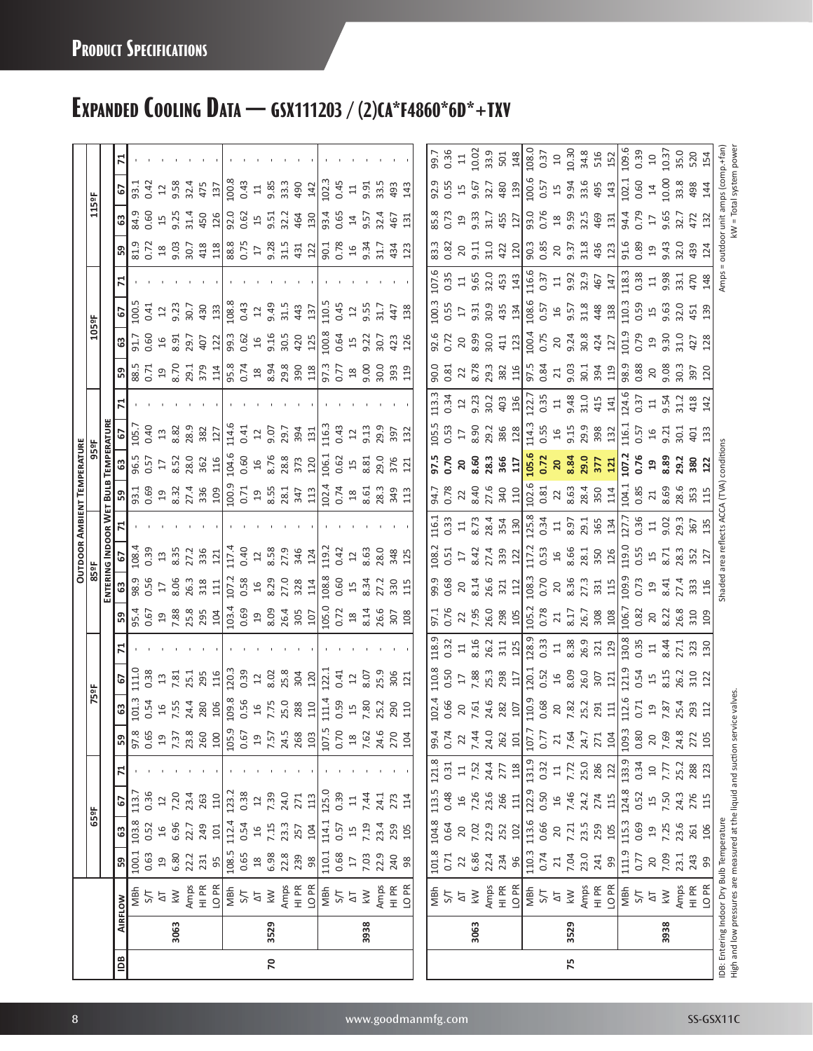# Expanded Cooling Data — GSX111203 / (2)CA*F4860*6D*+TXV

| | | | Outdoor Ambient Temperature | | | | | | | | | | | | | | | | | | | | | | | |
|---|---|---|---|---|---|---|---|---|---|---|---|---|---|---|---|---|---|---|---|---|---|---|---|---|---|---|
| | | | 65ºF | | | | 75ºF | | | | 85ºF | | | | 95ºF | | | | 105ºF | | | | 115ºF | | | |
| | | | Entering Indoor Wet Bulb Temperature | | | | | | | | | | | | | | | | | | | | | | | |
| IDB | Airflow | | 59 | 63 | 67 | 71 | 59 | 63 | 67 | 71 | 59 | 63 | 67 | 71 | 59 | 63 | 67 | 71 | 59 | 63 | 67 | 71 | 59 | 63 | 67 | 71 |
| 70 | 3063 | MBh | 100.1 | 103.8 | 113.7 | - | 97.8 | 101.3 | 111.0 | - | 95.4 | 98.9 | 108.4 | - | 93.1 | 96.5 | 105.7 | - | 88.5 | 91.7 | 100.5 | - | 81.9 | 84.9 | 93.1 | - |
| | | S/T | 0.63 | 0.52 | 0.36 | - | 0.65 | 0.54 | 0.38 | - | 0.67 | 0.56 | 0.39 | - | 0.69 | 0.57 | 0.40 | - | 0.71 | 0.60 | 0.41 | - | 0.72 | 0.60 | 0.42 | - |
| | | ΔT | 19 | 16 | 12 | - | 19 | 16 | 13 | - | 19 | 17 | 13 | - | 19 | 17 | 13 | - | 19 | 16 | 12 | - | 18 | 15 | 12 | - |
| | | kW | 6.80 | 6.96 | 7.20 | - | 7.37 | 7.55 | 7.81 | - | 7.88 | 8.06 | 8.35 | - | 8.32 | 8.52 | 8.82 | - | 8.70 | 8.91 | 9.23 | - | 9.03 | 9.25 | 9.58 | - |
| | | Amps | 22.2 | 22.7 | 23.4 | - | 23.8 | 24.4 | 25.1 | - | 25.8 | 26.3 | 27.2 | - | 27.4 | 28.0 | 28.9 | - | 29.1 | 29.7 | 30.7 | - | 30.7 | 31.4 | 32.4 | - |
| | | HI PR | 231 | 249 | 263 | - | 260 | 280 | 295 | - | 295 | 318 | 336 | - | 336 | 362 | 382 | - | 379 | 407 | 430 | - | 418 | 450 | 475 | - |
| | | LO PR | 95 | 101 | 110 | - | 100 | 106 | 116 | - | 104 | 111 | 121 | - | 109 | 116 | 127 | - | 114 | 122 | 133 | - | 118 | 126 | 137 | - |
| | 3529 | MBh | 108.5 | 112.4 | 123.2 | - | 105.9 | 109.8 | 120.3 | - | 103.4 | 107.2 | 117.4 | - | 100.9 | 104.6 | 114.6 | - | 95.8 | 99.3 | 108.8 | - | 88.8 | 92.0 | 100.8 | - |
| | | S/T | 0.65 | 0.54 | 0.38 | - | 0.67 | 0.56 | 0.39 | - | 0.69 | 0.58 | 0.40 | - | 0.71 | 0.60 | 0.41 | - | 0.74 | 0.62 | 0.43 | - | 0.75 | 0.62 | 0.43 | - |
| | | ΔT | 18 | 16 | 12 | - | 19 | 16 | 12 | - | 19 | 16 | 12 | - | 19 | 16 | 12 | - | 18 | 16 | 12 | - | 17 | 15 | 11 | - |
| | | kW | 6.98 | 7.15 | 7.39 | - | 7.57 | 7.75 | 8.02 | - | 8.09 | 8.29 | 8.58 | - | 8.55 | 8.76 | 9.07 | - | 8.94 | 9.16 | 9.49 | - | 9.28 | 9.51 | 9.85 | - |
| | | Amps | 22.8 | 23.3 | 24.0 | - | 24.5 | 25.0 | 25.8 | - | 26.4 | 27.0 | 27.9 | - | 28.1 | 28.8 | 29.7 | - | 29.8 | 30.5 | 31.5 | - | 31.5 | 32.2 | 33.3 | - |
| | | HI PR | 239 | 257 | 271 | - | 268 | 288 | 304 | - | 305 | 328 | 346 | - | 347 | 373 | 394 | - | 390 | 420 | 443 | - | 431 | 464 | 490 | - |
| | | LO PR | 98 | 104 | 113 | - | 103 | 110 | 120 | - | 107 | 114 | 124 | - | 113 | 120 | 131 | - | 118 | 125 | 137 | - | 122 | 130 | 142 | - |
| | 3938 | MBh | 110.1 | 114.1 | 125.0 | - | 107.5 | 111.4 | 122.1 | - | 105.0 | 108.8 | 119.2 | - | 102.4 | 106.1 | 116.3 | - | 97.3 | 100.8 | 110.5 | - | 90.1 | 93.4 | 102.3 | - |
| | | S/T | 0.68 | 0.57 | 0.39 | - | 0.70 | 0.59 | 0.41 | - | 0.72 | 0.60 | 0.42 | - | 0.74 | 0.62 | 0.43 | - | 0.77 | 0.64 | 0.45 | - | 0.78 | 0.65 | 0.45 | - |
| | | ΔT | 17 | 15 | 11 | - | 18 | 15 | 12 | - | 18 | 15 | 12 | - | 18 | 15 | 12 | - | 18 | 15 | 12 | - | 16 | 14 | 11 | - |
| | | kW | 7.03 | 7.19 | 7.44 | - | 7.62 | 7.80 | 8.07 | - | 8.14 | 8.34 | 8.63 | - | 8.61 | 8.81 | 9.13 | - | 9.00 | 9.22 | 9.55 | - | 9.34 | 9.57 | 9.91 | - |
| | | Amps | 22.9 | 23.4 | 24.1 | - | 24.6 | 25.2 | 25.9 | - | 26.6 | 27.2 | 28.0 | - | 28.3 | 29.0 | 29.9 | - | 30.0 | 30.7 | 31.7 | - | 31.7 | 32.4 | 33.5 | - |
| | | HI PR | 240 | 259 | 273 | - | 270 | 290 | 306 | - | 307 | 330 | 348 | - | 349 | 376 | 397 | - | 393 | 423 | 447 | - | 434 | 467 | 493 | - |
| | | LO PR | 98 | 105 | 114 | - | 104 | 110 | 121 | - | 108 | 115 | 125 | - | 113 | 121 | 132 | - | 119 | 126 | 138 | - | 123 | 131 | 143 | - |
| 75 | 3063 | MBh | 101.8 | 104.8 | 113.5 | 121.8 | 99.4 | 102.4 | 110.8 | 118.9 | 97.1 | 99.9 | 108.2 | 116.1 | 94.7 | 97.5 | 105.5 | 113.3 | 90.0 | 92.6 | 100.3 | 107.6 | 83.3 | 85.8 | 92.9 | 99.7 |
| | | S/T | 0.71 | 0.64 | 0.48 | 0.31 | 0.74 | 0.66 | 0.50 | 0.32 | 0.76 | 0.68 | 0.51 | 0.33 | 0.78 | 0.70 | 0.53 | 0.34 | 0.81 | 0.72 | 0.55 | 0.35 | 0.82 | 0.73 | 0.55 | 0.36 |
| | | ΔT | 22 | 20 | 16 | 11 | 22 | 20 | 17 | 11 | 22 | 20 | 17 | 11 | 22 | 20 | 17 | 12 | 22 | 20 | 17 | 11 | 20 | 19 | 15 | 11 |
| | | kW | 6.86 | 7.02 | 7.26 | 7.52 | 7.44 | 7.61 | 7.88 | 8.16 | 7.95 | 8.14 | 8.42 | 8.73 | 8.40 | 8.60 | 8.90 | 9.23 | 8.78 | 8.99 | 9.31 | 9.65 | 9.11 | 9.33 | 9.67 | 10.02 |
| | | Amps | 22.4 | 22.9 | 23.6 | 24.4 | 24.0 | 24.6 | 25.3 | 26.2 | 26.0 | 26.6 | 27.4 | 28.4 | 27.6 | 28.3 | 29.2 | 30.2 | 29.3 | 30.0 | 30.9 | 32.0 | 31.0 | 31.7 | 32.7 | 33.9 |
| | | HI PR | 234 | 252 | 266 | 277 | 262 | 282 | 298 | 311 | 298 | 321 | 339 | 354 | 340 | 366 | 386 | 403 | 382 | 411 | 435 | 453 | 422 | 455 | 480 | 501 |
| | | LO PR | 96 | 102 | 111 | 118 | 101 | 107 | 117 | 125 | 105 | 112 | 122 | 130 | 110 | 117 | 128 | 136 | 116 | 123 | 134 | 143 | 120 | 127 | 139 | 148 |
| | 3529 | MBh | 110.3 | 113.6 | 122.9 | 131.9 | 107.7 | 110.9 | 120.1 | 128.9 | 105.2 | 108.3 | 117.2 | 125.8 | 102.6 | **105.6** | 114.3 | 122.7 | 97.5 | 100.4 | 108.6 | 116.6 | 90.3 | 93.0 | 100.6 | 108.0 |
| | | S/T | 0.74 | 0.66 | 0.50 | 0.32 | 0.77 | 0.68 | 0.52 | 0.33 | 0.78 | 0.70 | 0.53 | 0.34 | 0.81 | **0.72** | 0.55 | 0.35 | 0.84 | 0.75 | 0.57 | 0.37 | 0.85 | 0.76 | 0.57 | 0.37 |
| | | ΔT | 21 | 20 | 16 | 11 | 21 | 20 | 16 | 11 | 21 | 20 | 16 | 11 | 22 | **20** | 16 | 11 | 21 | 20 | 16 | 11 | 20 | 18 | 15 | 10 |
| | | kW | 7.04 | 7.21 | 7.46 | 7.72 | 7.64 | 7.82 | 8.09 | 8.38 | 8.17 | 8.36 | 8.66 | 8.97 | 8.63 | **8.84** | 9.15 | 9.48 | 9.03 | 9.24 | 9.57 | 9.92 | 9.37 | 9.59 | 9.94 | 10.30 |
| | | Amps | 23.0 | 23.5 | 24.2 | 25.0 | 24.7 | 25.2 | 26.0 | 26.9 | 26.7 | 27.3 | 28.1 | 29.1 | 28.4 | **29.0** | 29.9 | 31.0 | 30.1 | 30.8 | 31.8 | 32.9 | 31.8 | 32.5 | 33.6 | 34.8 |
| | | HI PR | 241 | 259 | 274 | 286 | 271 | 291 | 307 | 321 | 308 | 331 | 350 | 365 | 350 | **377** | 398 | 415 | 394 | 424 | 448 | 467 | 436 | 469 | 495 | 516 |
| | | LO PR | 99 | 105 | 115 | 122 | 104 | 111 | 121 | 129 | 108 | 115 | 126 | 134 | 114 | **121** | 132 | 141 | 119 | 127 | 138 | 147 | 123 | 131 | 143 | 152 |
| | 3938 | MBh | 111.9 | 115.3 | 124.8 | 133.9 | 109.3 | 112.6 | 121.9 | 130.8 | 106.7 | 109.9 | 119.0 | 127.7 | 104.1 | **107.2** | 116.1 | 124.6 | 98.9 | 101.9 | 110.3 | 118.3 | 91.6 | 94.4 | 102.1 | 109.6 |
| | | S/T | 0.77 | 0.69 | 0.52 | 0.34 | 0.80 | 0.71 | 0.54 | 0.35 | 0.82 | 0.73 | 0.55 | 0.36 | 0.85 | **0.76** | 0.57 | 0.37 | 0.88 | 0.79 | 0.59 | 0.38 | 0.89 | 0.79 | 0.60 | 0.39 |
| | | ΔT | 20 | 19 | 15 | 10 | 20 | 19 | 15 | 11 | 20 | 19 | 15 | 11 | 21 | **19** | 16 | 11 | 20 | 19 | 15 | 11 | 19 | 17 | 14 | 10 |
| | | kW | 7.09 | 7.25 | 7.50 | 7.77 | 7.69 | 7.87 | 8.15 | 8.44 | 8.22 | 8.41 | 8.71 | 9.02 | 8.69 | **8.89** | 9.21 | 9.54 | 9.08 | 9.30 | 9.63 | 9.98 | 9.43 | 9.65 | 10.00 | 10.37 |
| | | Amps | 23.1 | 23.6 | 24.3 | 25.2 | 24.8 | 25.4 | 26.2 | 27.1 | 26.8 | 27.4 | 28.3 | 29.3 | 28.6 | **29.2** | 30.1 | 31.2 | 30.3 | 31.0 | 32.0 | 33.1 | 32.0 | 32.7 | 33.8 | 35.0 |
| | | HI PR | 243 | 261 | 276 | 288 | 272 | 293 | 310 | 323 | 310 | 333 | 352 | 367 | 353 | **380** | 401 | 418 | 397 | 427 | 451 | 470 | 439 | 472 | 498 | 520 |
| | | LO PR | 99 | 106 | 115 | 123 | 105 | 112 | 122 | 130 | 109 | 116 | 127 | 135 | 115 | **122** | 133 | 142 | 120 | 128 | 139 | 148 | 124 | 132 | 144 | 154 |

IDB: Entering Indoor Dry Bulb Temperature
High and low pressures are measured at the liquid and suction service valves.

Shaded area reflects ACCA (TVA) conditions

Amps = outdoor unit amps (comp.+fan)
kW = Total system power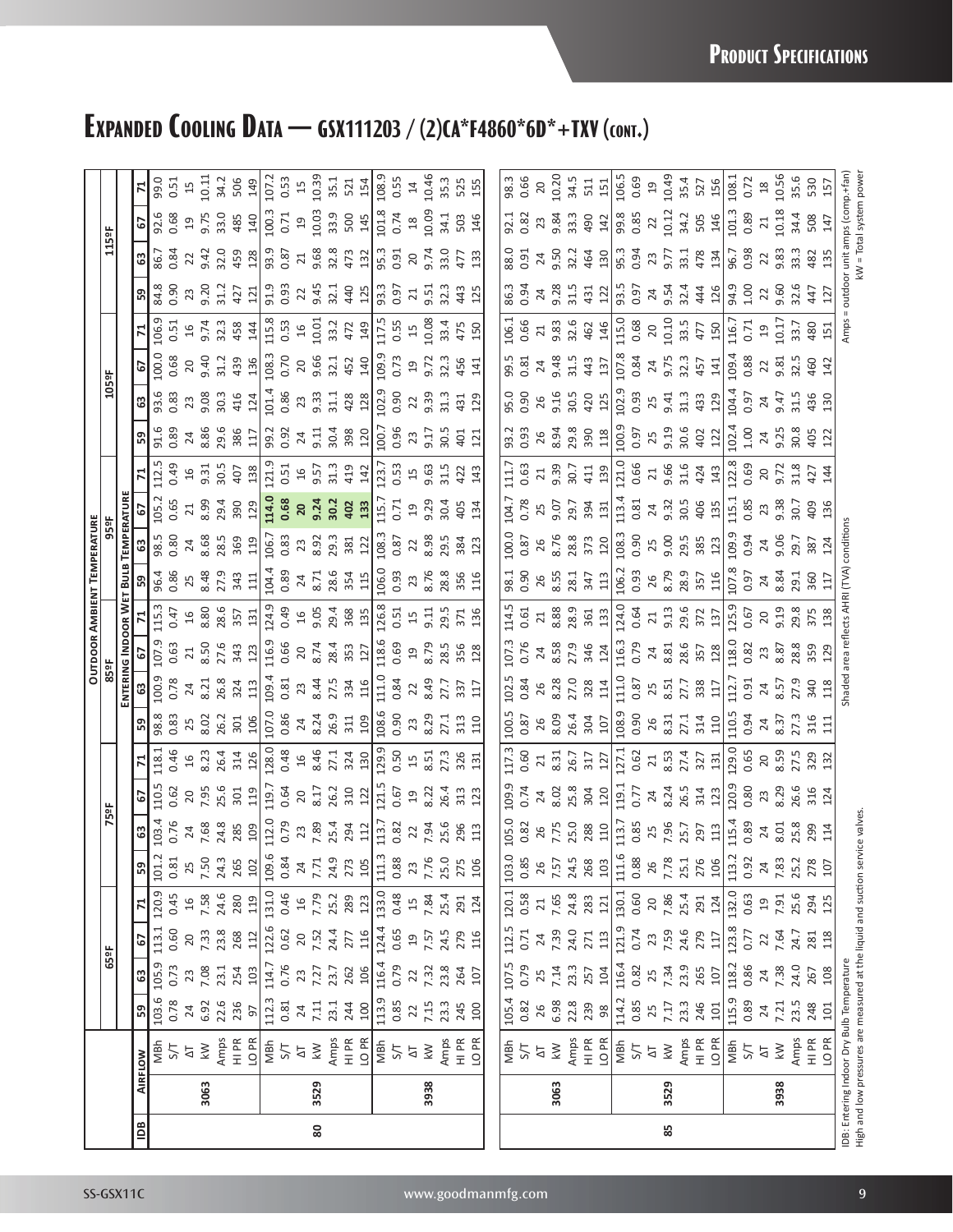# Expanded Cooling Data — GSX111203 / (2)CA*F4860*6D*+TXV (cont.)

| IDB | Airflow | | 65ºF | | | | 75ºF | | | | 85ºF | | | | 95ºF | | | | 105ºF | | | | 115ºF | | | |
|---|---|---|---|---|---|---|---|---|---|---|---|---|---|---|---|---|---|---|---|---|---|---|---|---|---|---|
| | | | **Entering Indoor Wet Bulb Temperature** | | | | | | | | | | | | | | | | | | | | | | | |
| | | | 59 | 63 | 67 | 71 | 59 | 63 | 67 | 71 | 59 | 63 | 67 | 71 | 59 | 63 | 67 | 71 | 59 | 63 | 67 | 71 | 59 | 63 | 67 | 71 |
| 80 | 3063 | MBh | 103.6 | 105.9 | 113.1 | 120.9 | 101.2 | 103.4 | 110.5 | 118.1 | 98.8 | 100.9 | 107.9 | 115.3 | 96.4 | 98.5 | 105.2 | 112.5 | 91.6 | 93.6 | 100.0 | 106.9 | 84.8 | 86.7 | 92.6 | 99.0 |
| | | S/T | 0.78 | 0.73 | 0.60 | 0.45 | 0.81 | 0.76 | 0.62 | 0.46 | 0.83 | 0.78 | 0.63 | 0.47 | 0.86 | 0.80 | 0.65 | 0.49 | 0.89 | 0.83 | 0.68 | 0.51 | 0.90 | 0.84 | 0.68 | 0.51 |
| | | ΔT | 24 | 23 | 20 | 16 | 25 | 24 | 20 | 16 | 25 | 24 | 21 | 16 | 25 | 24 | 21 | 16 | 24 | 23 | 20 | 16 | 23 | 22 | 19 | 15 |
| | | kW | 6.92 | 7.08 | 7.33 | 7.58 | 7.50 | 7.68 | 7.95 | 8.23 | 8.02 | 8.21 | 8.50 | 8.80 | 8.48 | 8.68 | 8.99 | 9.31 | 8.86 | 9.08 | 9.40 | 9.74 | 9.20 | 9.42 | 9.75 | 10.11 |
| | | Amps | 22.6 | 23.1 | 23.8 | 24.6 | 24.3 | 24.8 | 25.6 | 26.4 | 26.2 | 26.8 | 27.6 | 28.6 | 27.9 | 28.5 | 29.4 | 30.5 | 29.6 | 30.3 | 31.2 | 32.3 | 31.2 | 32.0 | 33.0 | 34.2 |
| | | HI PR | 236 | 254 | 268 | 280 | 265 | 285 | 301 | 314 | 301 | 324 | 343 | 357 | 343 | 369 | 390 | 407 | 386 | 416 | 439 | 458 | 427 | 459 | 485 | 506 |
| | | LO PR | 97 | 103 | 112 | 119 | 102 | 109 | 119 | 126 | 106 | 113 | 123 | 131 | 111 | 119 | 129 | 138 | 117 | 124 | 136 | 146 | 121 | 128 | 140 | 149 |
| | 3529 | MBh | 112.3 | 114.7 | 122.6 | 131.0 | 109.6 | 112.0 | 119.7 | 128.0 | 107.0 | 109.4 | 116.9 | 124.9 | 104.4 | 106.7 | **114.0** | 121.9 | 99.2 | 101.4 | 108.3 | 115.8 | 91.9 | 93.9 | 100.3 | 107.2 |
| | | S/T | 0.81 | 0.76 | 0.62 | 0.46 | 0.84 | 0.79 | 0.64 | 0.48 | 0.86 | 0.81 | 0.66 | 0.49 | 0.89 | 0.83 | **0.68** | 0.51 | 0.92 | 0.86 | 0.70 | 0.53 | 0.93 | 0.87 | 0.71 | 0.53 |
| | | ΔT | 24 | 23 | 20 | 16 | 24 | 23 | 20 | 16 | 24 | 23 | 20 | 16 | 24 | 23 | **20** | 16 | 24 | 23 | 20 | 16 | 22 | 21 | 19 | 15 |
| | | kW | 7.11 | 7.27 | 7.52 | 7.79 | 7.71 | 7.89 | 8.17 | 8.46 | 8.24 | 8.44 | 8.74 | 9.05 | 8.71 | 8.92 | **9.24** | 9.57 | 9.11 | 9.33 | 9.66 | 10.01 | 9.45 | 9.68 | 10.03 | 10.39 |
| | | Amps | 23.1 | 23.7 | 24.4 | 25.2 | 24.9 | 25.4 | 26.2 | 27.1 | 26.9 | 27.5 | 28.4 | 29.4 | 28.6 | 29.3 | **30.2** | 31.3 | 30.4 | 31.1 | 32.1 | 33.2 | 32.1 | 32.8 | 33.9 | 35.1 |
| | | HI PR | 244 | 262 | 277 | 289 | 273 | 294 | 310 | 324 | 311 | 334 | 353 | 368 | 354 | 381 | **402** | 419 | 398 | 428 | 452 | 472 | 440 | 473 | 500 | 521 |
| | | LO PR | 100 | 106 | 116 | 123 | 105 | 112 | 122 | 130 | 109 | 116 | 127 | 135 | 115 | 122 | **133** | 142 | 120 | 128 | 140 | 149 | 125 | 132 | 145 | 154 |
| | 3938 | MBh | 113.9 | 116.4 | 124.4 | 133.0 | 111.3 | 113.7 | 121.5 | 129.9 | 108.6 | 111.0 | 118.6 | 126.8 | 106.0 | 108.3 | 115.7 | 123.7 | 100.7 | 102.9 | 109.9 | 117.5 | 93.3 | 95.3 | 101.8 | 108.9 |
| | | S/T | 0.85 | 0.79 | 0.65 | 0.48 | 0.88 | 0.82 | 0.67 | 0.50 | 0.90 | 0.84 | 0.69 | 0.51 | 0.93 | 0.87 | 0.71 | 0.53 | 0.96 | 0.90 | 0.73 | 0.55 | 0.97 | 0.91 | 0.74 | 0.55 |
| | | ΔT | 22 | 22 | 19 | 15 | 23 | 22 | 19 | 15 | 23 | 22 | 19 | 15 | 23 | 22 | 19 | 15 | 23 | 22 | 19 | 15 | 21 | 20 | 18 | 14 |
| | | kW | 7.15 | 7.32 | 7.57 | 7.84 | 7.76 | 7.94 | 8.22 | 8.51 | 8.29 | 8.49 | 8.79 | 9.11 | 8.76 | 8.98 | 9.29 | 9.63 | 9.17 | 9.39 | 9.72 | 10.08 | 9.51 | 9.74 | 10.09 | 10.46 |
| | | Amps | 23.3 | 23.8 | 24.5 | 25.4 | 25.0 | 25.6 | 26.4 | 27.3 | 27.1 | 27.7 | 28.5 | 29.5 | 28.8 | 29.5 | 30.4 | 31.5 | 30.5 | 31.3 | 32.3 | 33.4 | 32.3 | 33.0 | 34.1 | 35.3 |
| | | HI PR | 245 | 264 | 279 | 291 | 275 | 296 | 313 | 326 | 313 | 337 | 356 | 371 | 356 | 384 | 405 | 422 | 401 | 431 | 456 | 475 | 443 | 477 | 503 | 525 |
| | | LO PR | 100 | 107 | 116 | 124 | 106 | 113 | 123 | 131 | 110 | 117 | 128 | 136 | 116 | 123 | 134 | 143 | 121 | 129 | 141 | 150 | 125 | 133 | 146 | 155 |
| 85 | 3063 | MBh | 105.4 | 107.5 | 112.5 | 120.1 | 103.0 | 105.0 | 109.9 | 117.3 | 100.5 | 102.5 | 107.3 | 114.5 | 98.1 | 100.0 | 104.7 | 111.7 | 93.2 | 95.0 | 99.5 | 106.1 | 86.3 | 88.0 | 92.1 | 98.3 |
| | | S/T | 0.82 | 0.79 | 0.71 | 0.58 | 0.85 | 0.82 | 0.74 | 0.60 | 0.87 | 0.84 | 0.76 | 0.61 | 0.90 | 0.87 | 0.78 | 0.63 | 0.93 | 0.90 | 0.81 | 0.66 | 0.94 | 0.91 | 0.82 | 0.66 |
| | | ΔT | 26 | 25 | 24 | 21 | 26 | 26 | 24 | 21 | 26 | 26 | 24 | 21 | 26 | 26 | 25 | 21 | 26 | 26 | 24 | 21 | 24 | 24 | 23 | 20 |
| | | kW | 6.98 | 7.14 | 7.39 | 7.65 | 7.57 | 7.75 | 8.02 | 8.31 | 8.09 | 8.28 | 8.58 | 8.88 | 8.55 | 8.76 | 9.07 | 9.39 | 8.94 | 9.16 | 9.48 | 9.83 | 9.28 | 9.50 | 9.84 | 10.20 |
| | | Amps | 22.8 | 23.3 | 24.0 | 24.8 | 24.5 | 25.0 | 25.8 | 26.7 | 26.4 | 27.0 | 27.9 | 28.9 | 28.1 | 28.8 | 29.7 | 30.7 | 29.8 | 30.5 | 31.5 | 32.6 | 31.5 | 32.2 | 33.3 | 34.5 |
| | | HI PR | 239 | 257 | 271 | 283 | 268 | 288 | 304 | 317 | 304 | 328 | 346 | 361 | 347 | 373 | 394 | 411 | 390 | 420 | 443 | 462 | 431 | 464 | 490 | 511 |
| | | LO PR | 98 | 104 | 113 | 121 | 103 | 110 | 120 | 127 | 107 | 114 | 124 | 133 | 113 | 120 | 131 | 139 | 118 | 125 | 137 | 146 | 122 | 130 | 142 | 151 |
| | 3529 | MBh | 114.2 | 116.4 | 121.9 | 130.1 | 111.6 | 113.7 | 119.1 | 127.1 | 108.9 | 111.0 | 116.3 | 124.0 | 106.2 | 108.3 | 113.4 | 121.0 | 100.9 | 102.9 | 107.8 | 115.0 | 93.5 | 95.3 | 99.8 | 106.5 |
| | | S/T | 0.85 | 0.82 | 0.74 | 0.60 | 0.88 | 0.85 | 0.77 | 0.62 | 0.90 | 0.87 | 0.79 | 0.64 | 0.93 | 0.90 | 0.81 | 0.66 | 0.97 | 0.93 | 0.84 | 0.68 | 0.97 | 0.94 | 0.85 | 0.69 |
| | | ΔT | 25 | 25 | 23 | 20 | 26 | 25 | 24 | 21 | 26 | 25 | 24 | 21 | 26 | 25 | 24 | 21 | 25 | 25 | 24 | 20 | 24 | 23 | 22 | 19 |
| | | kW | 7.17 | 7.34 | 7.59 | 7.86 | 7.78 | 7.96 | 8.24 | 8.53 | 8.31 | 8.51 | 8.81 | 9.13 | 8.79 | 9.00 | 9.32 | 9.66 | 9.19 | 9.41 | 9.75 | 10.10 | 9.54 | 9.77 | 10.12 | 10.49 |
| | | Amps | 23.3 | 23.9 | 24.6 | 25.4 | 25.1 | 25.7 | 26.5 | 27.4 | 27.1 | 27.7 | 28.6 | 29.6 | 28.9 | 29.5 | 30.5 | 31.6 | 30.6 | 31.3 | 32.3 | 33.5 | 32.4 | 33.1 | 34.2 | 35.4 |
| | | HI PR | 246 | 265 | 279 | 291 | 276 | 297 | 314 | 327 | 314 | 338 | 357 | 372 | 357 | 385 | 406 | 424 | 402 | 433 | 457 | 477 | 444 | 478 | 505 | 527 |
| | | LO PR | 101 | 107 | 117 | 124 | 106 | 113 | 123 | 131 | 110 | 117 | 128 | 137 | 116 | 123 | 135 | 143 | 122 | 129 | 141 | 150 | 126 | 134 | 146 | 156 |
| | 3938 | MBh | 115.9 | 118.2 | 123.8 | 132.0 | 113.2 | 115.4 | 120.9 | 129.0 | 110.5 | 112.7 | 118.0 | 125.9 | 107.8 | 109.9 | 115.1 | 122.8 | 102.4 | 104.4 | 109.4 | 116.7 | 94.9 | 96.7 | 101.3 | 108.1 |
| | | S/T | 0.89 | 0.86 | 0.77 | 0.63 | 0.92 | 0.89 | 0.80 | 0.65 | 0.94 | 0.91 | 0.82 | 0.67 | 0.97 | 0.94 | 0.85 | 0.69 | 1.00 | 0.97 | 0.88 | 0.71 | 1.00 | 0.98 | 0.89 | 0.72 |
| | | ΔT | 24 | 24 | 22 | 19 | 24 | 24 | 23 | 20 | 24 | 24 | 23 | 20 | 24 | 24 | 23 | 20 | 24 | 24 | 22 | 19 | 22 | 22 | 21 | 18 |
| | | kW | 7.21 | 7.38 | 7.64 | 7.91 | 7.83 | 8.01 | 8.29 | 8.59 | 8.37 | 8.57 | 8.87 | 9.19 | 8.84 | 9.06 | 9.38 | 9.72 | 9.25 | 9.47 | 9.81 | 10.17 | 9.60 | 9.83 | 10.18 | 10.56 |
| | | Amps | 23.5 | 24.0 | 24.7 | 25.6 | 25.2 | 25.8 | 26.6 | 27.5 | 27.3 | 27.9 | 28.8 | 29.8 | 29.1 | 29.7 | 30.7 | 31.8 | 30.8 | 31.5 | 32.5 | 33.7 | 32.6 | 33.3 | 34.4 | 35.6 |
| | | HI PR | 248 | 267 | 281 | 294 | 278 | 299 | 316 | 329 | 316 | 340 | 359 | 375 | 360 | 387 | 409 | 427 | 405 | 436 | 460 | 480 | 447 | 482 | 508 | 530 |
| | | LO PR | 101 | 108 | 118 | 125 | 107 | 114 | 124 | 132 | 111 | 118 | 129 | 138 | 117 | 124 | 136 | 144 | 122 | 130 | 142 | 151 | 127 | 135 | 147 | 157 |

IDB: Entering Indoor Dry Bulb Temperature
High and low pressures are measured at the liquid and suction service valves.

Shaded area reflects AHRI (TVA) conditions

Amps = outdoor unit amps (comp.+fan)
kW = Total system power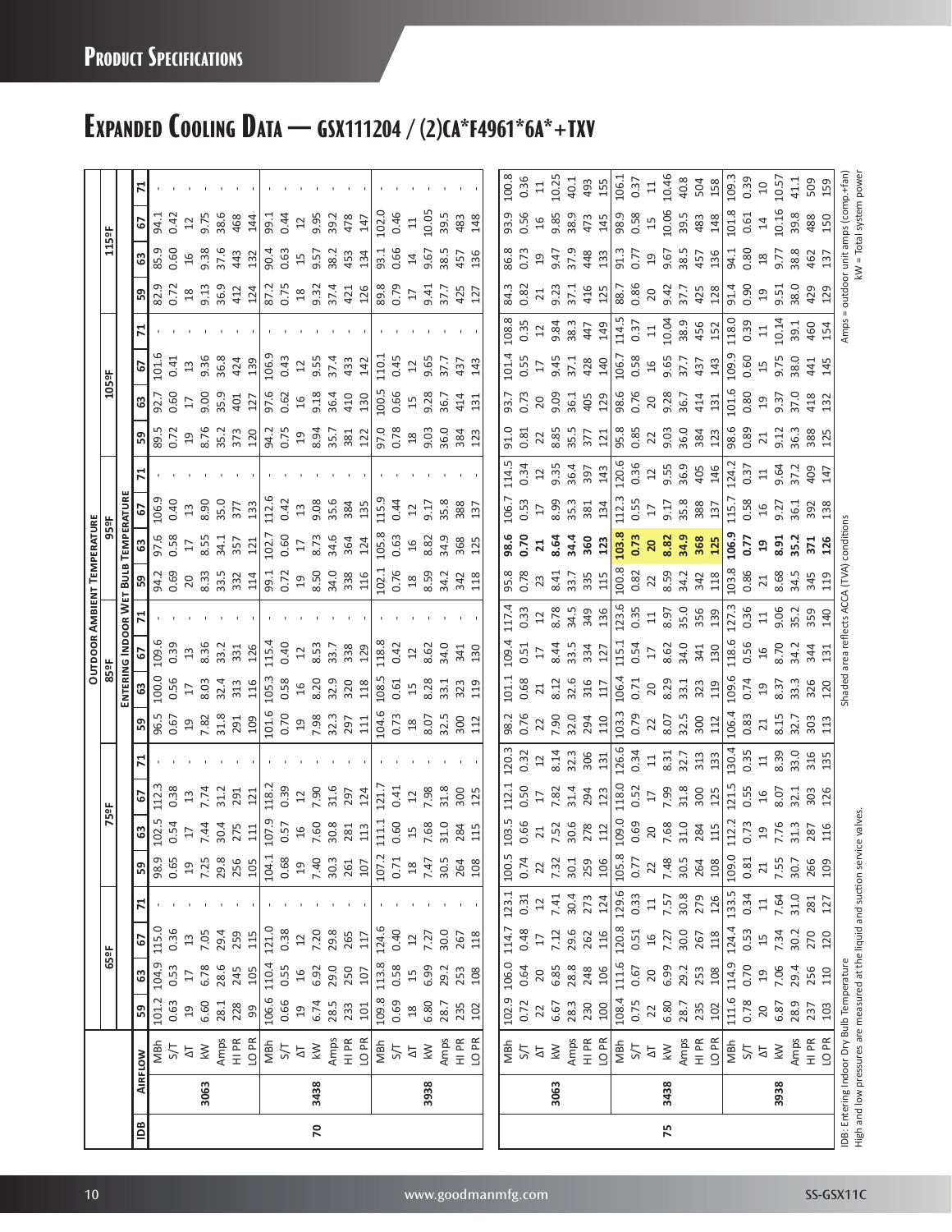# Expanded Cooling Data — GSX111204 / (2)CA*F4961*6A*+TXV

| IDB | Airflow | | Outdoor Ambient Temperature | | | | | | | | | | | | | | | | | | | | | | | |
|---|---|---|---|---|---|---|---|---|---|---|---|---|---|---|---|---|---|---|---|---|---|---|---|---|---|---|
| | | | 65ºF | | | | 75ºF | | | | 85ºF | | | | 95ºF | | | | 105ºF | | | | 115ºF | | | |
| | | | Entering Indoor Wet Bulb Temperature | | | | | | | | | | | | | | | | | | | | | | | |
| | | | 59 | 63 | 67 | 71 | 59 | 63 | 67 | 71 | 59 | 63 | 67 | 71 | 59 | 63 | 67 | 71 | 59 | 63 | 67 | 71 | 59 | 63 | 67 | 71 |
| 70 | 3063 | MBh | 101.2 | 104.9 | 115.0 | - | 98.9 | 102.5 | 112.3 | - | 96.5 | 100.0 | 109.6 | - | 94.2 | 97.6 | 106.9 | - | 89.5 | 92.7 | 101.6 | - | 82.9 | 85.9 | 94.1 | - |
| | | S/T | 0.63 | 0.53 | 0.36 | - | 0.65 | 0.54 | 0.38 | - | 0.67 | 0.56 | 0.39 | - | 0.69 | 0.58 | 0.40 | - | 0.72 | 0.60 | 0.41 | - | 0.72 | 0.60 | 0.42 | - |
| | | ΔT | 19 | 17 | 13 | - | 19 | 17 | 13 | - | 19 | 17 | 13 | - | 20 | 17 | 13 | - | 19 | 17 | 13 | - | 18 | 16 | 12 | - |
| | | kW | 6.60 | 6.78 | 7.05 | - | 7.25 | 7.44 | 7.74 | - | 7.82 | 8.03 | 8.36 | - | 8.33 | 8.55 | 8.90 | - | 8.76 | 9.00 | 9.36 | - | 9.13 | 9.38 | 9.75 | - |
| | | Amps | 28.1 | 28.6 | 29.4 | - | 29.8 | 30.4 | 31.2 | - | 31.8 | 32.4 | 33.2 | - | 33.5 | 34.1 | 35.0 | - | 35.2 | 35.9 | 36.8 | - | 36.9 | 37.6 | 38.6 | - |
| | | HI PR | 228 | 245 | 259 | - | 256 | 275 | 291 | - | 291 | 313 | 331 | - | 332 | 357 | 377 | - | 373 | 401 | 424 | - | 412 | 443 | 468 | - |
| | | LO PR | 99 | 105 | 115 | - | 105 | 111 | 121 | - | 109 | 116 | 126 | - | 114 | 121 | 133 | - | 120 | 127 | 139 | - | 124 | 132 | 144 | - |
| | 3438 | MBh | 106.6 | 110.4 | 121.0 | - | 104.1 | 107.9 | 118.2 | - | 101.6 | 105.3 | 115.4 | - | 99.1 | 102.7 | 112.6 | - | 94.2 | 97.6 | 106.9 | - | 87.2 | 90.4 | 99.1 | - |
| | | S/T | 0.66 | 0.55 | 0.38 | - | 0.68 | 0.57 | 0.39 | - | 0.70 | 0.58 | 0.40 | - | 0.72 | 0.60 | 0.42 | - | 0.75 | 0.62 | 0.43 | - | 0.75 | 0.63 | 0.44 | - |
| | | ΔT | 19 | 16 | 12 | - | 19 | 16 | 12 | - | 19 | 16 | 12 | - | 19 | 17 | 13 | - | 19 | 16 | 12 | - | 18 | 15 | 12 | - |
| | | kW | 6.74 | 6.92 | 7.20 | - | 7.40 | 7.60 | 7.90 | - | 7.98 | 8.20 | 8.53 | - | 8.50 | 8.73 | 9.08 | - | 8.94 | 9.18 | 9.55 | - | 9.32 | 9.57 | 9.95 | - |
| | | Amps | 28.5 | 29.0 | 29.8 | - | 30.3 | 30.8 | 31.6 | - | 32.3 | 32.9 | 33.7 | - | 34.0 | 34.6 | 35.6 | - | 35.7 | 36.4 | 37.4 | - | 37.4 | 38.2 | 39.2 | - |
| | | HI PR | 233 | 250 | 265 | - | 261 | 281 | 297 | - | 297 | 320 | 338 | - | 338 | 364 | 384 | - | 381 | 410 | 433 | - | 421 | 453 | 478 | - |
| | | LO PR | 101 | 107 | 117 | - | 107 | 113 | 124 | - | 111 | 118 | 129 | - | 116 | 124 | 135 | - | 122 | 130 | 142 | - | 126 | 134 | 147 | - |
| | 3938 | MBh | 109.8 | 113.8 | 124.6 | - | 107.2 | 111.1 | 121.7 | - | 104.6 | 108.5 | 118.8 | - | 102.1 | 105.8 | 115.9 | - | 97.0 | 100.5 | 110.1 | - | 89.8 | 93.1 | 102.0 | - |
| | | S/T | 0.69 | 0.58 | 0.40 | - | 0.71 | 0.60 | 0.41 | - | 0.73 | 0.61 | 0.42 | - | 0.76 | 0.63 | 0.44 | - | 0.78 | 0.66 | 0.45 | - | 0.79 | 0.66 | 0.46 | - |
| | | ΔT | 18 | 15 | 12 | - | 18 | 15 | 12 | - | 18 | 15 | 12 | - | 18 | 16 | 12 | - | 18 | 15 | 12 | - | 17 | 14 | 11 | - |
| | | kW | 6.80 | 6.99 | 7.27 | - | 7.47 | 7.68 | 7.98 | - | 8.07 | 8.28 | 8.62 | - | 8.59 | 8.82 | 9.17 | - | 9.03 | 9.28 | 9.65 | - | 9.41 | 9.67 | 10.05 | - |
| | | Amps | 28.7 | 29.2 | 30.0 | - | 30.5 | 31.0 | 31.8 | - | 32.5 | 33.1 | 34.0 | - | 34.2 | 34.9 | 35.8 | - | 36.0 | 36.7 | 37.7 | - | 37.7 | 38.5 | 39.5 | - |
| | | HI PR | 235 | 253 | 267 | - | 264 | 284 | 300 | - | 300 | 323 | 341 | - | 342 | 368 | 388 | - | 384 | 414 | 437 | - | 425 | 457 | 483 | - |
| | | LO PR | 102 | 108 | 118 | - | 108 | 115 | 125 | - | 112 | 119 | 130 | - | 118 | 125 | 137 | - | 123 | 131 | 143 | - | 127 | 136 | 148 | - |
| 75 | 3063 | MBh | 102.9 | 106.0 | 114.7 | 123.1 | 100.5 | 103.5 | 112.1 | 120.3 | 98.2 | 101.1 | 109.4 | 117.4 | 95.8 | **98.6** | 106.7 | 114.5 | 91.0 | 93.7 | 101.4 | 108.8 | 84.3 | 86.8 | 93.9 | 100.8 |
| | | S/T | 0.72 | 0.64 | 0.48 | 0.31 | 0.74 | 0.66 | 0.50 | 0.32 | 0.76 | 0.68 | 0.51 | 0.33 | 0.78 | **0.70** | 0.53 | 0.34 | 0.81 | 0.73 | 0.55 | 0.35 | 0.82 | 0.73 | 0.56 | 0.36 |
| | | ΔT | 22 | 20 | 17 | 12 | 22 | 21 | 17 | 12 | 22 | 21 | 17 | 12 | 23 | **21** | 17 | 12 | 22 | 20 | 17 | 12 | 21 | 19 | 16 | 11 |
| | | kW | 6.67 | 6.85 | 7.12 | 7.41 | 7.32 | 7.52 | 7.82 | 8.14 | 7.90 | 8.12 | 8.44 | 8.78 | 8.41 | **8.64** | 8.99 | 9.35 | 8.85 | 9.09 | 9.45 | 9.84 | 9.23 | 9.47 | 9.85 | 10.25 |
| | | Amps | 28.3 | 28.8 | 29.6 | 30.4 | 30.1 | 30.6 | 31.4 | 32.3 | 32.0 | 32.6 | 33.5 | 34.5 | 33.7 | **34.4** | 35.3 | 36.4 | 35.5 | 36.1 | 37.1 | 38.3 | 37.1 | 37.9 | 38.9 | 40.1 |
| | | HI PR | 230 | 248 | 262 | 273 | 259 | 278 | 294 | 306 | 294 | 316 | 334 | 349 | 335 | **360** | 381 | 397 | 377 | 405 | 428 | 447 | 416 | 448 | 473 | 493 |
| | | LO PR | 100 | 106 | 116 | 124 | 106 | 112 | 123 | 131 | 110 | 117 | 127 | 136 | 115 | **123** | 134 | 143 | 121 | 129 | 140 | 149 | 125 | 133 | 145 | 155 |
| | 3438 | MBh | 108.4 | 111.6 | 120.8 | 129.6 | 105.8 | 109.0 | 118.0 | 126.6 | 103.3 | 106.4 | 115.1 | 123.6 | 100.8 | **103.8** | 112.3 | 120.6 | 95.8 | 98.6 | 106.7 | 114.5 | 88.7 | 91.3 | 98.9 | 106.1 |
| | | S/T | 0.75 | 0.67 | 0.51 | 0.33 | 0.77 | 0.69 | 0.52 | 0.34 | 0.79 | 0.71 | 0.54 | 0.35 | 0.82 | **0.73** | 0.55 | 0.36 | 0.85 | 0.76 | 0.58 | 0.37 | 0.86 | 0.77 | 0.58 | 0.37 |
| | | ΔT | 22 | 20 | 16 | 11 | 22 | 20 | 17 | 11 | 22 | 20 | 17 | 11 | 22 | **20** | 17 | 12 | 22 | 20 | 16 | 11 | 20 | 19 | 15 | 11 |
| | | kW | 6.80 | 6.99 | 7.27 | 7.57 | 7.48 | 7.68 | 7.99 | 8.31 | 8.07 | 8.29 | 8.62 | 8.97 | 8.59 | **8.82** | 9.17 | 9.55 | 9.03 | 9.28 | 9.65 | 10.04 | 9.42 | 9.67 | 10.06 | 10.46 |
| | | Amps | 28.7 | 29.2 | 30.0 | 30.8 | 30.5 | 31.0 | 31.8 | 32.7 | 32.5 | 33.1 | 34.0 | 35.0 | 34.2 | **34.9** | 35.8 | 36.9 | 36.0 | 36.7 | 37.7 | 38.9 | 37.7 | 38.5 | 39.5 | 40.8 |
| | | HI PR | 235 | 253 | 267 | 279 | 264 | 284 | 300 | 313 | 300 | 323 | 341 | 356 | 342 | **368** | 388 | 405 | 384 | 414 | 437 | 456 | 425 | 457 | 483 | 504 |
| | | LO PR | 102 | 108 | 118 | 126 | 108 | 115 | 125 | 133 | 112 | 119 | 130 | 139 | 118 | **125** | 137 | 146 | 123 | 131 | 143 | 152 | 128 | 136 | 148 | 158 |
| | 3938 | MBh | 111.6 | 114.9 | 124.4 | 133.5 | 109.0 | 112.2 | 121.5 | 130.4 | 106.4 | 109.6 | 118.6 | 127.3 | 103.8 | **106.9** | 115.7 | 124.2 | 98.6 | 101.6 | 109.9 | 118.0 | 91.4 | 94.1 | 101.8 | 109.3 |
| | | S/T | 0.78 | 0.70 | 0.53 | 0.34 | 0.81 | 0.73 | 0.55 | 0.35 | 0.83 | 0.74 | 0.56 | 0.36 | 0.86 | **0.77** | 0.58 | 0.37 | 0.89 | 0.80 | 0.60 | 0.39 | 0.90 | 0.80 | 0.61 | 0.39 |
| | | ΔT | 20 | 19 | 15 | 11 | 21 | 19 | 16 | 11 | 21 | 19 | 16 | 11 | 21 | **19** | 16 | 11 | 21 | 19 | 15 | 11 | 19 | 18 | 14 | 10 |
| | | kW | 6.87 | 7.06 | 7.34 | 7.64 | 7.55 | 7.76 | 8.07 | 8.39 | 8.15 | 8.37 | 8.70 | 9.06 | 8.68 | **8.91** | 9.27 | 9.64 | 9.12 | 9.37 | 9.75 | 10.14 | 9.51 | 9.77 | 10.16 | 10.57 |
| | | Amps | 28.9 | 29.4 | 30.2 | 31.0 | 30.7 | 31.3 | 32.1 | 33.0 | 32.7 | 33.3 | 34.2 | 35.2 | 34.5 | **35.2** | 36.1 | 37.2 | 36.3 | 37.0 | 38.0 | 39.1 | 38.0 | 38.8 | 39.8 | 41.1 |
| | | HI PR | 237 | 256 | 270 | 281 | 266 | 287 | 303 | 316 | 303 | 326 | 344 | 359 | 345 | **371** | 392 | 409 | 388 | 418 | 441 | 460 | 429 | 462 | 488 | 509 |
| | | LO PR | 103 | 110 | 120 | 127 | 109 | 116 | 126 | 135 | 113 | 120 | 131 | 140 | 119 | **126** | 138 | 147 | 125 | 132 | 145 | 154 | 129 | 137 | 150 | 159 |

IDB: Entering Indoor Dry Bulb Temperature
High and low pressures are measured at the liquid and suction service valves.

Shaded area reflects ACCA (TVA) conditions

Amps = outdoor unit amps (comp.+fan)
kW = Total system power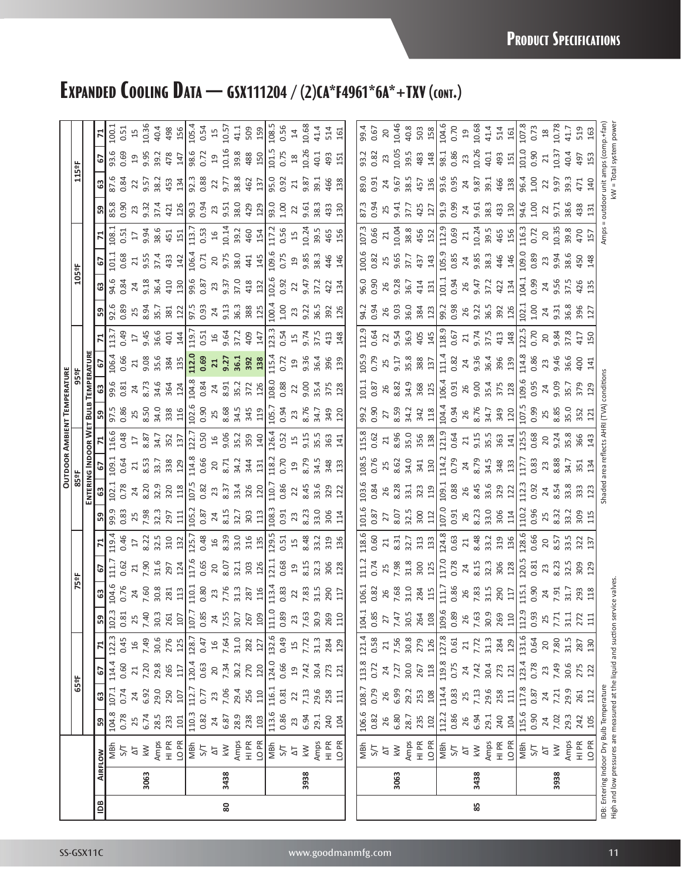# Expanded Cooling Data — GSX111204 / (2)CA*F4961*6A*+TXV (cont.)

| IDB | Airflow | | 65ºF | | | | 75ºF | | | | 85ºF | | | | 95ºF | | | | 105ºF | | | | 115ºF | | | |
|---|---|---|---|---|---|---|---|---|---|---|---|---|---|---|---|---|---|---|---|---|---|---|---|---|---|---|
| | | | **Entering Indoor Wet Bulb Temperature** | | | | | | | | | | | | | | | | | | | | | | | |
| | | | 59 | 63 | 67 | 71 | 59 | 63 | 67 | 71 | 59 | 63 | 67 | 71 | 59 | 63 | 67 | 71 | 59 | 63 | 67 | 71 | 59 | 63 | 67 | 71 |
| 80 | 3063 | MBh | 104.8 | 107.1 | 114.4 | 122.3 | 102.3 | 104.6 | 111.7 | 119.4 | 99.9 | 102.1 | 109.1 | 116.6 | 97.5 | 99.6 | 106.4 | 113.7 | 92.6 | 94.6 | 101.1 | 108.1 | 85.8 | 87.6 | 93.6 | 100.1 |
| | | S/T | 0.78 | 0.74 | 0.60 | 0.45 | 0.81 | 0.76 | 0.62 | 0.46 | 0.83 | 0.78 | 0.64 | 0.48 | 0.86 | 0.81 | 0.66 | 0.49 | 0.89 | 0.84 | 0.68 | 0.51 | 0.90 | 0.84 | 0.69 | 0.51 |
| | | ΔT | 25 | 24 | 21 | 16 | 25 | 24 | 21 | 17 | 25 | 24 | 21 | 17 | 25 | 24 | 21 | 17 | 25 | 24 | 21 | 17 | 23 | 22 | 19 | 15 |
| | | kW | 6.74 | 6.92 | 7.20 | 7.49 | 7.40 | 7.60 | 7.90 | 8.22 | 7.98 | 8.20 | 8.53 | 8.87 | 8.50 | 8.73 | 9.08 | 9.45 | 8.94 | 9.18 | 9.55 | 9.94 | 9.32 | 9.57 | 9.95 | 10.36 |
| | | Amps | 28.5 | 29.0 | 29.8 | 30.6 | 30.3 | 30.8 | 31.6 | 32.5 | 32.3 | 32.9 | 33.7 | 34.7 | 34.0 | 34.6 | 35.6 | 36.6 | 35.7 | 36.4 | 37.4 | 38.6 | 37.4 | 38.2 | 39.2 | 40.4 |
| | | HI PR | 233 | 250 | 265 | 276 | 261 | 281 | 297 | 310 | 297 | 320 | 338 | 352 | 338 | 364 | 384 | 401 | 381 | 410 | 433 | 451 | 421 | 453 | 478 | 498 |
| | | LO PR | 101 | 107 | 117 | 125 | 107 | 113 | 124 | 132 | 111 | 118 | 129 | 137 | 116 | 124 | 135 | 144 | 122 | 130 | 142 | 151 | 126 | 134 | 147 | 156 |
| | 3438 | MBh | 110.3 | 112.7 | 120.4 | 128.7 | 107.7 | 110.1 | 117.6 | 125.7 | 105.2 | 107.5 | 114.8 | 122.7 | 102.6 | 104.8 | **112.0** | 119.7 | 97.5 | 99.6 | 106.4 | 113.7 | 90.3 | 92.3 | 98.6 | 105.4 |
| | | S/T | 0.82 | 0.77 | 0.63 | 0.47 | 0.85 | 0.80 | 0.65 | 0.48 | 0.87 | 0.82 | 0.66 | 0.50 | 0.90 | 0.84 | **0.69** | 0.51 | 0.93 | 0.87 | 0.71 | 0.53 | 0.94 | 0.88 | 0.72 | 0.54 |
| | | ΔT | 24 | 23 | 20 | 16 | 24 | 23 | 20 | 16 | 24 | 23 | 20 | 16 | 25 | 24 | **21** | 16 | 24 | 23 | 20 | 16 | 23 | 22 | 19 | 15 |
| | | kW | 6.87 | 7.06 | 7.34 | 7.64 | 7.55 | 7.76 | 8.07 | 8.39 | 8.15 | 8.37 | 8.71 | 9.06 | 8.68 | 8.91 | **9.27** | 9.64 | 9.13 | 9.37 | 9.75 | 10.14 | 9.51 | 9.77 | 10.16 | 10.57 |
| | | Amps | 28.9 | 29.4 | 30.2 | 31.0 | 30.7 | 31.3 | 32.1 | 33.0 | 32.7 | 33.4 | 34.2 | 35.2 | 34.5 | 35.2 | **36.1** | 37.2 | 36.3 | 37.0 | 38.0 | 39.2 | 38.0 | 38.8 | 39.8 | 41.1 |
| | | HI PR | 238 | 256 | 270 | 282 | 267 | 287 | 303 | 316 | 303 | 326 | 344 | 359 | 345 | 372 | **392** | 409 | 388 | 418 | 441 | 460 | 429 | 462 | 488 | 509 |
| | | LO PR | 103 | 110 | 120 | 127 | 109 | 116 | 126 | 135 | 113 | 120 | 131 | 140 | 119 | 126 | **138** | 147 | 125 | 132 | 145 | 154 | 129 | 137 | 150 | 159 |
| | 3938 | MBh | 113.6 | 116.1 | 124.0 | 132.6 | 111.0 | 113.4 | 121.1 | 129.5 | 108.3 | 110.7 | 118.2 | 126.4 | 105.7 | 108.0 | 115.4 | 123.3 | 100.4 | 102.6 | 109.6 | 117.2 | 93.0 | 95.0 | 101.5 | 108.5 |
| | | S/T | 0.86 | 0.81 | 0.66 | 0.49 | 0.89 | 0.83 | 0.68 | 0.51 | 0.91 | 0.86 | 0.70 | 0.52 | 0.94 | 0.88 | 0.72 | 0.54 | 1.00 | 0.92 | 0.75 | 0.56 | 1.00 | 0.92 | 0.75 | 0.56 |
| | | ΔT | 23 | 22 | 19 | 15 | 23 | 22 | 19 | 15 | 23 | 22 | 19 | 15 | 23 | 22 | 19 | 15 | 23 | 21 | 19 | 15 | 22 | 21 | 18 | 14 |
| | | kW | 6.94 | 7.13 | 7.42 | 7.72 | 7.63 | 7.83 | 8.15 | 8.48 | 8.23 | 8.45 | 8.79 | 9.15 | 8.76 | 9.00 | 9.36 | 9.74 | 9.22 | 9.47 | 9.85 | 10.24 | 9.61 | 9.87 | 10.26 | 10.68 |
| | | Amps | 29.1 | 29.6 | 30.4 | 31.3 | 30.9 | 31.5 | 32.3 | 33.2 | 33.0 | 33.6 | 34.5 | 35.5 | 34.7 | 35.4 | 36.4 | 37.5 | 36.5 | 37.2 | 38.3 | 39.5 | 38.3 | 39.1 | 40.1 | 41.4 |
| | | HI PR | 240 | 258 | 273 | 284 | 269 | 290 | 306 | 319 | 306 | 329 | 348 | 363 | 349 | 375 | 396 | 413 | 392 | 422 | 446 | 465 | 433 | 466 | 493 | 514 |
| | | LO PR | 104 | 111 | 121 | 129 | 110 | 117 | 128 | 136 | 114 | 122 | 133 | 141 | 120 | 128 | 139 | 148 | 126 | 134 | 146 | 156 | 130 | 138 | 151 | 161 |
| 85 | 3063 | MBh | 106.6 | 108.7 | 113.8 | 121.4 | 104.1 | 106.1 | 111.2 | 118.6 | 101.6 | 103.6 | 108.5 | 115.8 | 99.2 | 101.1 | 105.9 | 112.9 | 94.2 | 96.0 | 100.6 | 107.3 | 87.3 | 89.0 | 93.2 | 99.4 |
| | | S/T | 0.82 | 0.79 | 0.72 | 0.58 | 0.85 | 0.82 | 0.74 | 0.60 | 0.87 | 0.84 | 0.76 | 0.62 | 0.90 | 0.87 | 0.79 | 0.64 | 0.94 | 0.90 | 0.82 | 0.66 | 0.94 | 0.91 | 0.82 | 0.67 |
| | | ΔT | 26 | 26 | 24 | 21 | 27 | 26 | 25 | 21 | 27 | 26 | 25 | 21 | 27 | 26 | 25 | 22 | 26 | 26 | 25 | 21 | 25 | 24 | 23 | 20 |
| | | kW | 6.80 | 6.99 | 7.27 | 7.56 | 7.47 | 7.68 | 7.98 | 8.31 | 8.07 | 8.28 | 8.62 | 8.96 | 8.59 | 8.82 | 9.17 | 9.54 | 9.03 | 9.28 | 9.65 | 10.04 | 9.41 | 9.67 | 10.05 | 10.46 |
| | | Amps | 28.7 | 29.2 | 30.0 | 30.8 | 30.5 | 31.0 | 31.8 | 32.7 | 32.5 | 33.1 | 34.0 | 35.0 | 34.2 | 34.9 | 35.8 | 36.9 | 36.0 | 36.7 | 37.7 | 38.8 | 37.7 | 38.5 | 39.5 | 40.8 |
| | | HI PR | 235 | 253 | 267 | 279 | 264 | 284 | 300 | 313 | 300 | 323 | 341 | 356 | 342 | 368 | 388 | 405 | 384 | 414 | 437 | 456 | 425 | 457 | 483 | 503 |
| | | LO PR | 102 | 108 | 118 | 126 | 108 | 115 | 125 | 133 | 112 | 119 | 130 | 138 | 118 | 125 | 137 | 145 | 123 | 131 | 143 | 152 | 127 | 136 | 148 | 158 |
| | 3438 | MBh | 112.2 | 114.4 | 119.8 | 127.8 | 109.6 | 111.7 | 117.0 | 124.8 | 107.0 | 109.1 | 114.2 | 121.9 | 104.4 | 106.4 | 111.4 | 118.9 | 99.2 | 101.1 | 105.9 | 112.9 | 91.9 | 93.6 | 98.1 | 104.6 |
| | | S/T | 0.86 | 0.83 | 0.75 | 0.61 | 0.89 | 0.86 | 0.78 | 0.63 | 0.91 | 0.88 | 0.79 | 0.64 | 0.94 | 0.91 | 0.82 | 0.67 | 0.98 | 0.94 | 0.85 | 0.69 | 0.99 | 0.95 | 0.86 | 0.70 |
| | | ΔT | 26 | 25 | 24 | 21 | 26 | 26 | 24 | 21 | 26 | 26 | 24 | 21 | 26 | 26 | 24 | 21 | 26 | 26 | 24 | 21 | 24 | 24 | 23 | 19 |
| | | kW | 6.94 | 7.13 | 7.42 | 7.72 | 7.63 | 7.83 | 8.15 | 8.48 | 8.23 | 8.45 | 8.79 | 9.15 | 8.76 | 9.00 | 9.36 | 9.74 | 9.22 | 9.47 | 9.85 | 10.24 | 9.61 | 9.87 | 10.26 | 10.68 |
| | | Amps | 29.1 | 29.6 | 30.4 | 31.3 | 30.9 | 31.5 | 32.3 | 33.2 | 33.0 | 33.6 | 34.5 | 35.5 | 34.7 | 35.4 | 36.4 | 37.5 | 36.5 | 37.2 | 38.3 | 39.5 | 38.3 | 39.1 | 40.1 | 41.4 |
| | | HI PR | 240 | 258 | 273 | 284 | 269 | 290 | 306 | 319 | 306 | 329 | 348 | 363 | 349 | 375 | 396 | 413 | 392 | 422 | 446 | 465 | 433 | 466 | 493 | 514 |
| | | LO PR | 104 | 111 | 121 | 129 | 110 | 117 | 128 | 136 | 114 | 122 | 133 | 141 | 120 | 128 | 139 | 148 | 126 | 134 | 146 | 156 | 130 | 138 | 151 | 161 |
| | 3938 | MBh | 115.6 | 117.8 | 123.4 | 131.6 | 112.9 | 115.1 | 120.5 | 128.6 | 110.2 | 112.3 | 117.7 | 125.5 | 107.5 | 109.6 | 114.8 | 122.5 | 102.1 | 104.1 | 109.0 | 116.3 | 94.6 | 96.4 | 101.0 | 107.8 |
| | | S/T | 0.90 | 0.87 | 0.78 | 0.64 | 0.93 | 0.90 | 0.81 | 0.66 | 0.96 | 0.92 | 0.83 | 0.68 | 0.99 | 0.95 | 0.86 | 0.70 | 1.00 | 0.99 | 0.89 | 0.72 | 1.00 | 1.00 | 0.90 | 0.73 |
| | | ΔT | 24 | 24 | 23 | 20 | 25 | 24 | 23 | 20 | 25 | 24 | 23 | 20 | 25 | 24 | 23 | 20 | 24 | 24 | 23 | 20 | 22 | 22 | 21 | 18 |
| | | kW | 7.02 | 7.21 | 7.49 | 7.80 | 7.71 | 7.91 | 8.23 | 8.57 | 8.32 | 8.54 | 8.88 | 9.24 | 8.85 | 9.09 | 9.46 | 9.84 | 9.31 | 9.56 | 9.94 | 10.35 | 9.71 | 9.97 | 10.37 | 10.78 |
| | | Amps | 29.3 | 29.9 | 30.6 | 31.5 | 31.1 | 31.7 | 32.5 | 33.5 | 33.2 | 33.8 | 34.7 | 35.8 | 35.0 | 35.7 | 36.6 | 37.8 | 36.8 | 37.5 | 38.6 | 39.8 | 38.6 | 39.3 | 40.4 | 41.7 |
| | | HI PR | 242 | 261 | 275 | 287 | 272 | 293 | 309 | 322 | 309 | 333 | 351 | 366 | 352 | 379 | 400 | 417 | 396 | 426 | 450 | 470 | 438 | 471 | 497 | 519 |
| | | LO PR | 105 | 112 | 122 | 130 | 111 | 118 | 129 | 137 | 115 | 123 | 134 | 143 | 121 | 129 | 141 | 150 | 127 | 135 | 148 | 157 | 131 | 140 | 153 | 163 |

IDB: Entering Indoor Dry Bulb Temperature
High and low pressures are measured at the liquid and suction service valves.

Shaded area reflects AHRI (TVA) conditions

Amps = outdoor unit amps (comp.+fan)
kW = Total system power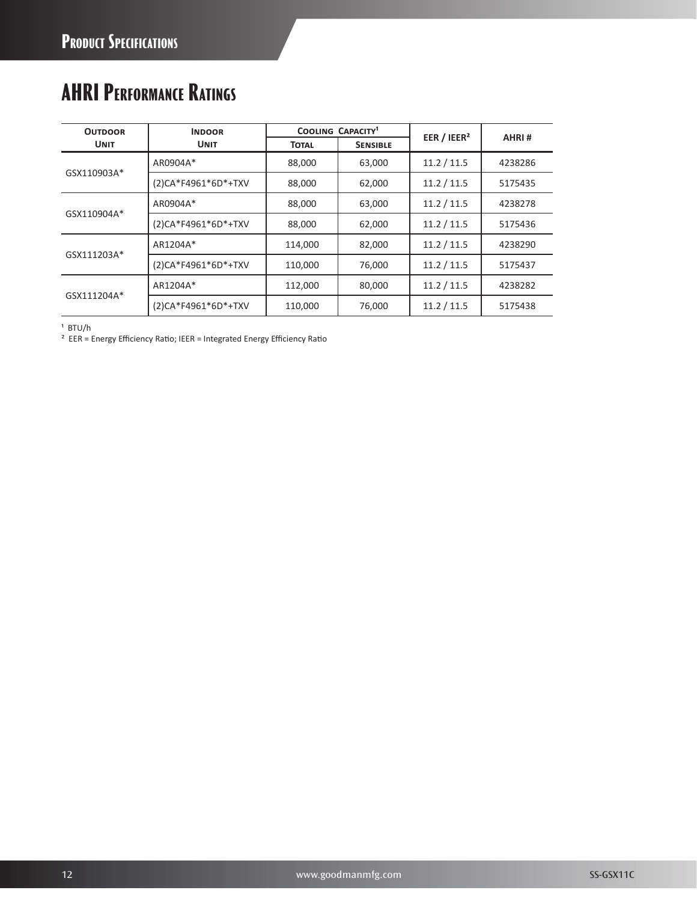## AHRI Performance Ratings

| Outdoor Unit | Indoor Unit | Cooling Capacity[1] | | EER / IEER[2] | AHRI # |
|---|---|---|---|---|---|
| | | Total | Sensible | | |
| GSX110903A* | AR0904A* | 88,000 | 63,000 | 11.2 / 11.5 | 4238286 |
| | (2)CA*F4961*6D*+TXV | 88,000 | 62,000 | 11.2 / 11.5 | 5175435 |
| GSX110904A* | AR0904A* | 88,000 | 63,000 | 11.2 / 11.5 | 4238278 |
| | (2)CA*F4961*6D*+TXV | 88,000 | 62,000 | 11.2 / 11.5 | 5175436 |
| GSX111203A* | AR1204A* | 114,000 | 82,000 | 11.2 / 11.5 | 4238290 |
| | (2)CA*F4961*6D*+TXV | 110,000 | 76,000 | 11.2 / 11.5 | 5175437 |
| GSX111204A* | AR1204A* | 112,000 | 80,000 | 11.2 / 11.5 | 4238282 |
| | (2)CA*F4961*6D*+TXV | 110,000 | 76,000 | 11.2 / 11.5 | 5175438 |

[1] BTU/h

[2] EER = Energy Efficiency Ratio; IEER = Integrated Energy Efficiency Ratio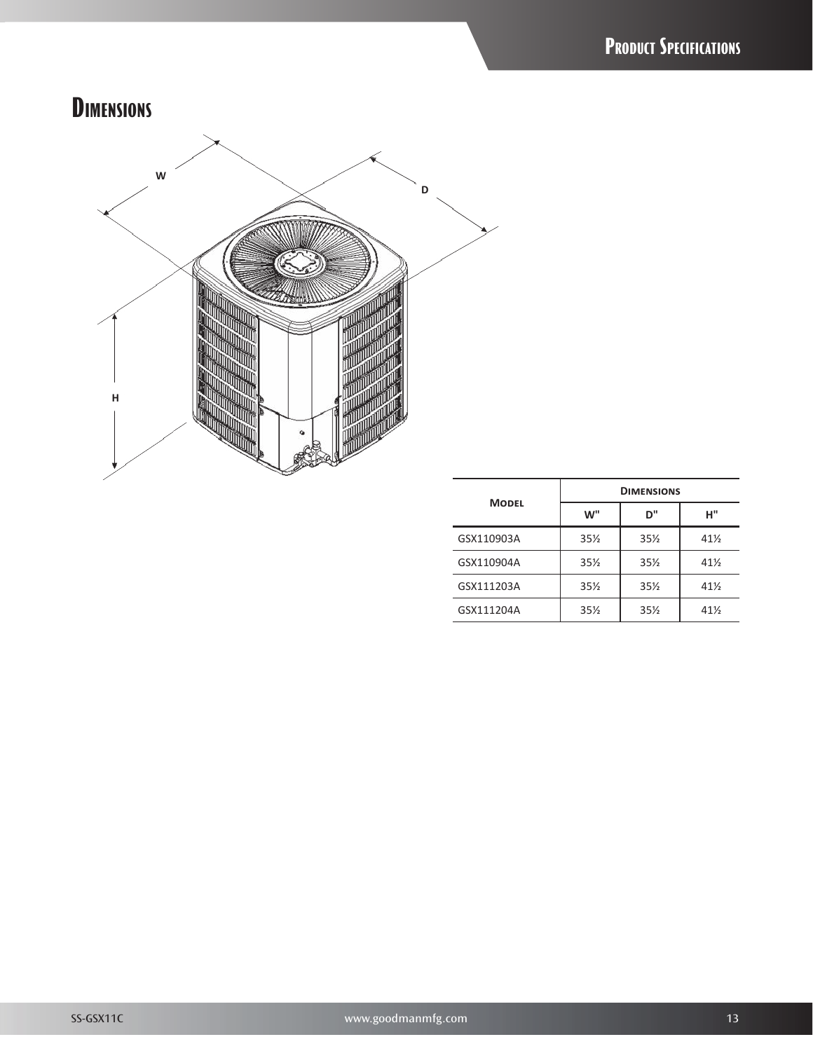## Dimensions

| Model | Dimensions | | |
|---|---|---|---|
| | W" | D" | H" |
| GSX110903A | 35½ | 35½ | 41½ |
| GSX110904A | 35½ | 35½ | 41½ |
| GSX111203A | 35½ | 35½ | 41½ |
| GSX111204A | 35½ | 35½ | 41½ |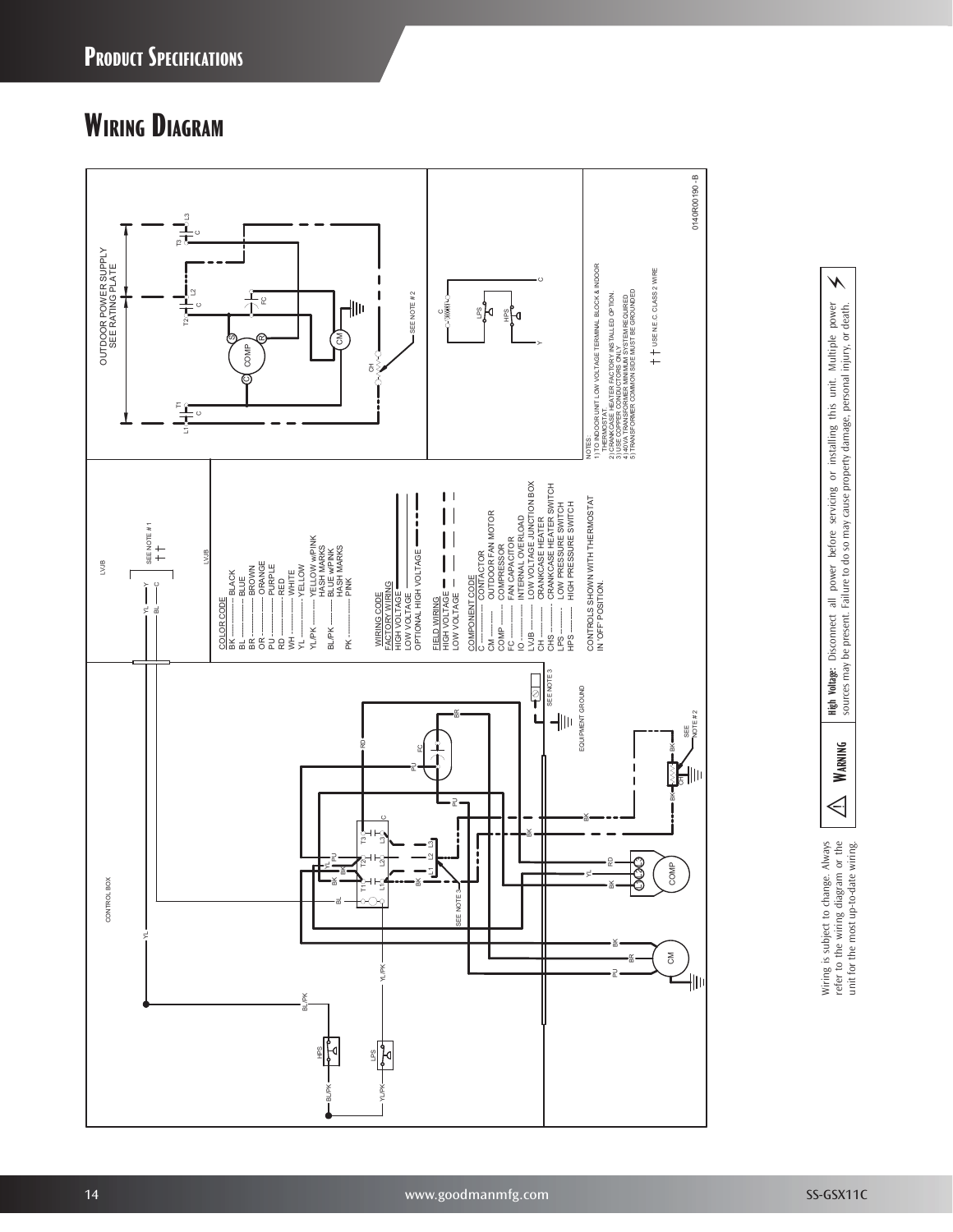# Product Specifications

## Wiring Diagram

COLOR CODE

- BK ............... BLACK
- BL ............... BLUE
- BR ............... BROWN
- OR ............... ORANGE
- PU ............... PURPLE
- RD ............... RED
- WH ............... WHITE
- YL ............... YELLOW
- YL/PK ........... YELLOW w/PINK HASH MARKS
- BL/PK ........... BLUE w/PINK HASH MARKS
- PK ............... PINK

WIRING CODE

FACTORY WIRING
- HIGH VOLTAGE
- LOW VOLTAGE
- OPTIONAL HIGH VOLTAGE

FIELD WIRING
- HIGH VOLTAGE
- LOW VOLTAGE

COMPONENT CODE

- C ............... CONTACTOR
- CM ............. OUTDOOR FAN MOTOR
- COMP .......... COMPRESSOR
- FC ............. FAN CAPACITOR
- IO ............. INTERNAL OVERLOAD
- LVJB ........... LOW VOLTAGE JUNCTION BOX
- CH ............. CRANKCASE HEATER
- CHS ............ CRANKCASE HEATER SWITCH
- LPS ............ LOW PRESSURE SWITCH
- HPS ............ HIGH PRESSURE SWITCH

CONTROLS SHOWN WITH THERMOSTAT IN "OFF" POSITION.

OUTDOOR POWER SUPPLY SEE RATING PLATE

NOTES:
1.) TO INDOOR UNIT LOW VOLTAGE TERMINAL BLOCK & INDOOR THERMOSTAT.
2.) CRANKCASE HEATER FACTORY INSTALLED OPTION.
3.) USE COPPER CONDUCTORS ONLY.
4.) 40VA TRANSFORMER MINIMUM SYSTEM REQUIRED.
5.) TRANSFORMER COMMON SIDE MUST BE GROUNDED.

USE N.E.C. CLASS 2 WIRE

0140R00190 - B

Wiring is subject to change. Always refer to the wiring diagram or the unit for the most up-to-date wiring.

**WARNING** — **High Voltage:** Disconnect all power before servicing or installing this unit. Multiple power sources may be present. Failure to do so may cause property damage, personal injury, or death.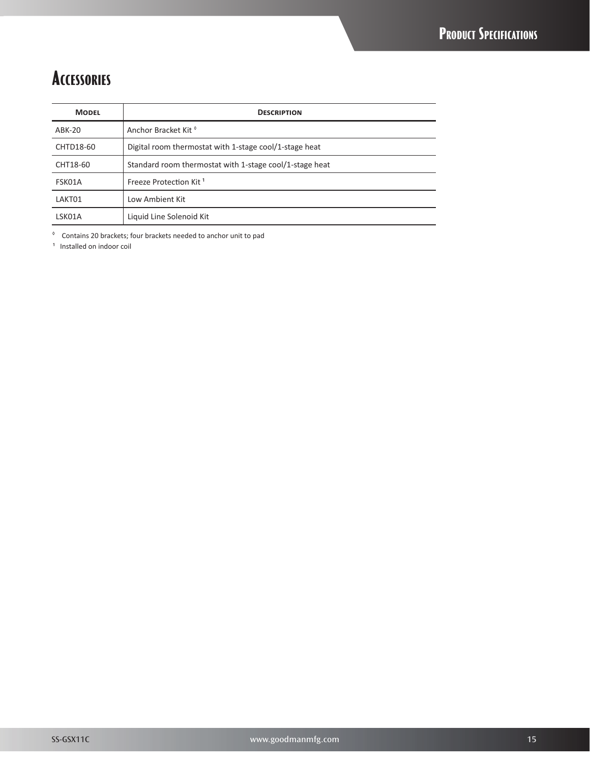# Accessories

| Model | Description |
|---|---|
| ABK-20 | Anchor Bracket Kit ◊ |
| CHTD18-60 | Digital room thermostat with 1-stage cool/1-stage heat |
| CHT18-60 | Standard room thermostat with 1-stage cool/1-stage heat |
| FSK01A | Freeze Protection Kit [1] |
| LAKT01 | Low Ambient Kit |
| LSK01A | Liquid Line Solenoid Kit |

◊ Contains 20 brackets; four brackets needed to anchor unit to pad

[1] Installed on indoor coil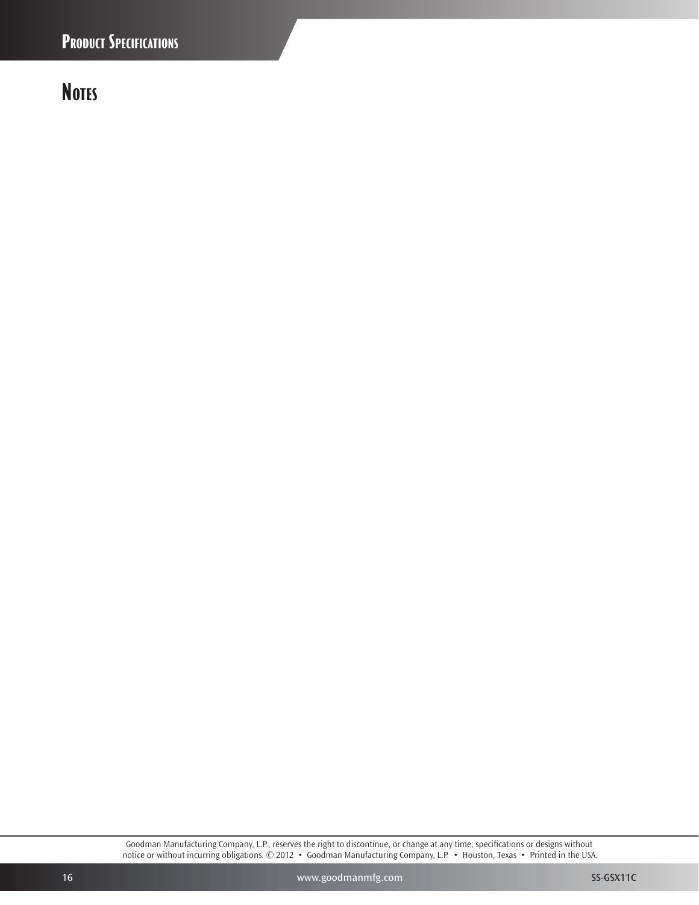# Notes

Goodman Manufacturing Company, L.P., reserves the right to discontinue, or change at any time, specifications or designs without notice or without incurring obligations. © 2012 • Goodman Manufacturing Company, L.P. • Houston, Texas • Printed in the USA.